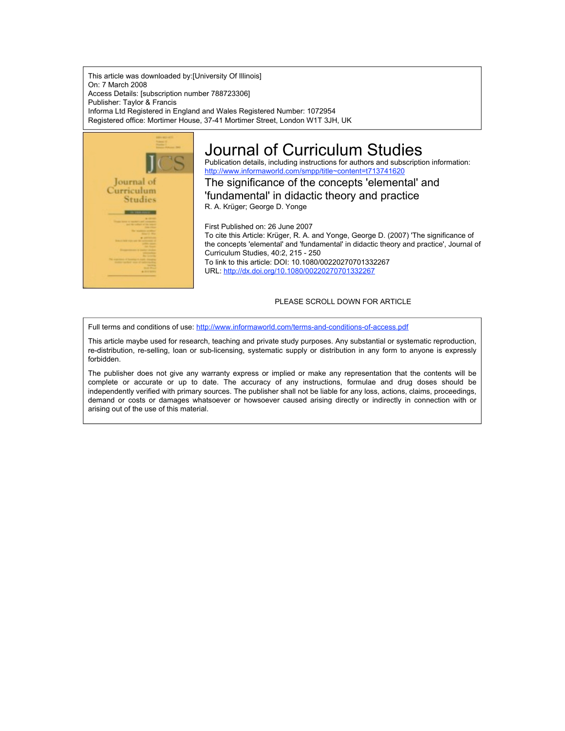This article was downloaded by:[University Of Illinois]
On: 7 March 2008
Access Details: [subscription number 788723306]
Publisher: Taylor & Francis
Informa Ltd Registered in England and Wales Registered Number: 1072954
Registered office: Mortimer House, 37-41 Mortimer Street, London W1T 3JH, UK

# Journal of Curriculum Studies

Publication details, including instructions for authors and subscription information:
http://www.informaworld.com/smpp/title~content=t713741620

## The significance of the concepts 'elemental' and 'fundamental' in didactic theory and practice

R. A. Krüger; George D. Yonge

First Published on: 26 June 2007

To cite this Article: Krüger, R. A. and Yonge, George D. (2007) 'The significance of the concepts 'elemental' and 'fundamental' in didactic theory and practice', Journal of Curriculum Studies, 40:2, 215 - 250

To link to this article: DOI: 10.1080/00220270701332267

URL: http://dx.doi.org/10.1080/00220270701332267

PLEASE SCROLL DOWN FOR ARTICLE

Full terms and conditions of use: http://www.informaworld.com/terms-and-conditions-of-access.pdf

This article maybe used for research, teaching and private study purposes. Any substantial or systematic reproduction, re-distribution, re-selling, loan or sub-licensing, systematic supply or distribution in any form to anyone is expressly forbidden.

The publisher does not give any warranty express or implied or make any representation that the contents will be complete or accurate or up to date. The accuracy of any instructions, formulae and drug doses should be independently verified with primary sources. The publisher shall not be liable for any loss, actions, claims, proceedings, demand or costs or damages whatsoever or howsoever caused arising directly or indirectly in connection with or arising out of the use of this material.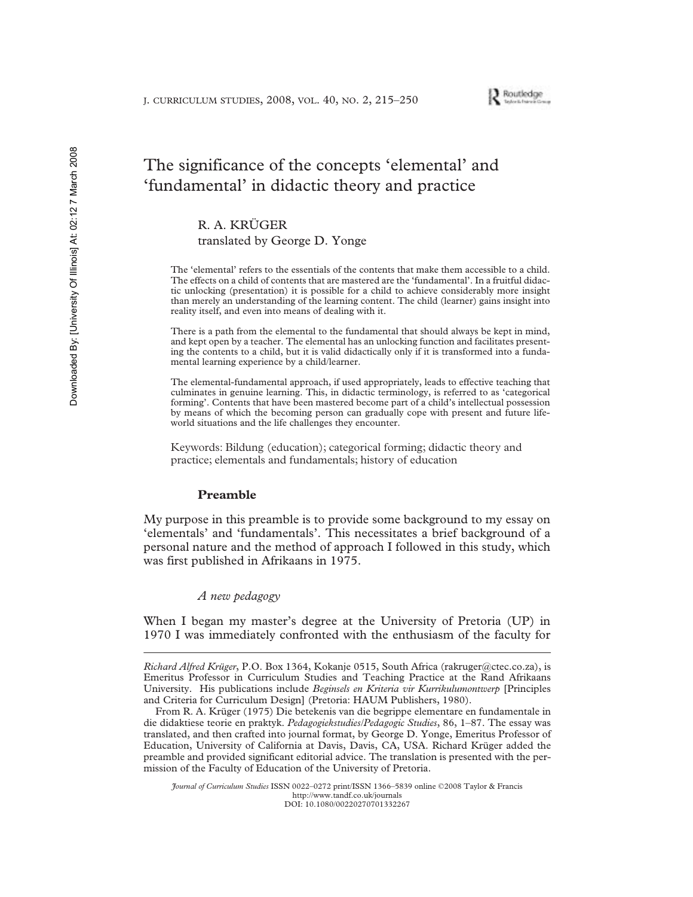# The significance of the concepts 'elemental' and 'fundamental' in didactic theory and practice

R. A. KRÜGER
translated by George D. Yonge

The 'elemental' refers to the essentials of the contents that make them accessible to a child. The effects on a child of contents that are mastered are the 'fundamental'. In a fruitful didactic unlocking (presentation) it is possible for a child to achieve considerably more insight than merely an understanding of the learning content. The child (learner) gains insight into reality itself, and even into means of dealing with it.

There is a path from the elemental to the fundamental that should always be kept in mind, and kept open by a teacher. The elemental has an unlocking function and facilitates presenting the contents to a child, but it is valid didactically only if it is transformed into a fundamental learning experience by a child/learner.

The elemental-fundamental approach, if used appropriately, leads to effective teaching that culminates in genuine learning. This, in didactic terminology, is referred to as 'categorical forming'. Contents that have been mastered become part of a child's intellectual possession by means of which the becoming person can gradually cope with present and future life-world situations and the life challenges they encounter.

Keywords: Bildung (education); categorical forming; didactic theory and practice; elementals and fundamentals; history of education

## Preamble

My purpose in this preamble is to provide some background to my essay on 'elementals' and 'fundamentals'. This necessitates a brief background of a personal nature and the method of approach I followed in this study, which was first published in Afrikaans in 1975.

### *A new pedagogy*

When I began my master's degree at the University of Pretoria (UP) in 1970 I was immediately confronted with the enthusiasm of the faculty for

---

*Richard Alfred Krüger*, P.O. Box 1364, Kokanje 0515, South Africa (rakruger@ctec.co.za), is Emeritus Professor in Curriculum Studies and Teaching Practice at the Rand Afrikaans University. His publications include *Beginsels en Kriteria vir Kurrikulumontwerp* [Principles and Criteria for Curriculum Design] (Pretoria: HAUM Publishers, 1980).

From R. A. Krüger (1975) Die betekenis van die begrippe elementare en fundamentale in die didaktiese teorie en praktyk. *Pedagogiekstudies/Pedagogic Studies*, 86, 1–87. The essay was translated, and then crafted into journal format, by George D. Yonge, Emeritus Professor of Education, University of California at Davis, Davis, CA, USA. Richard Krüger added the preamble and provided significant editorial advice. The translation is presented with the permission of the Faculty of Education of the University of Pretoria.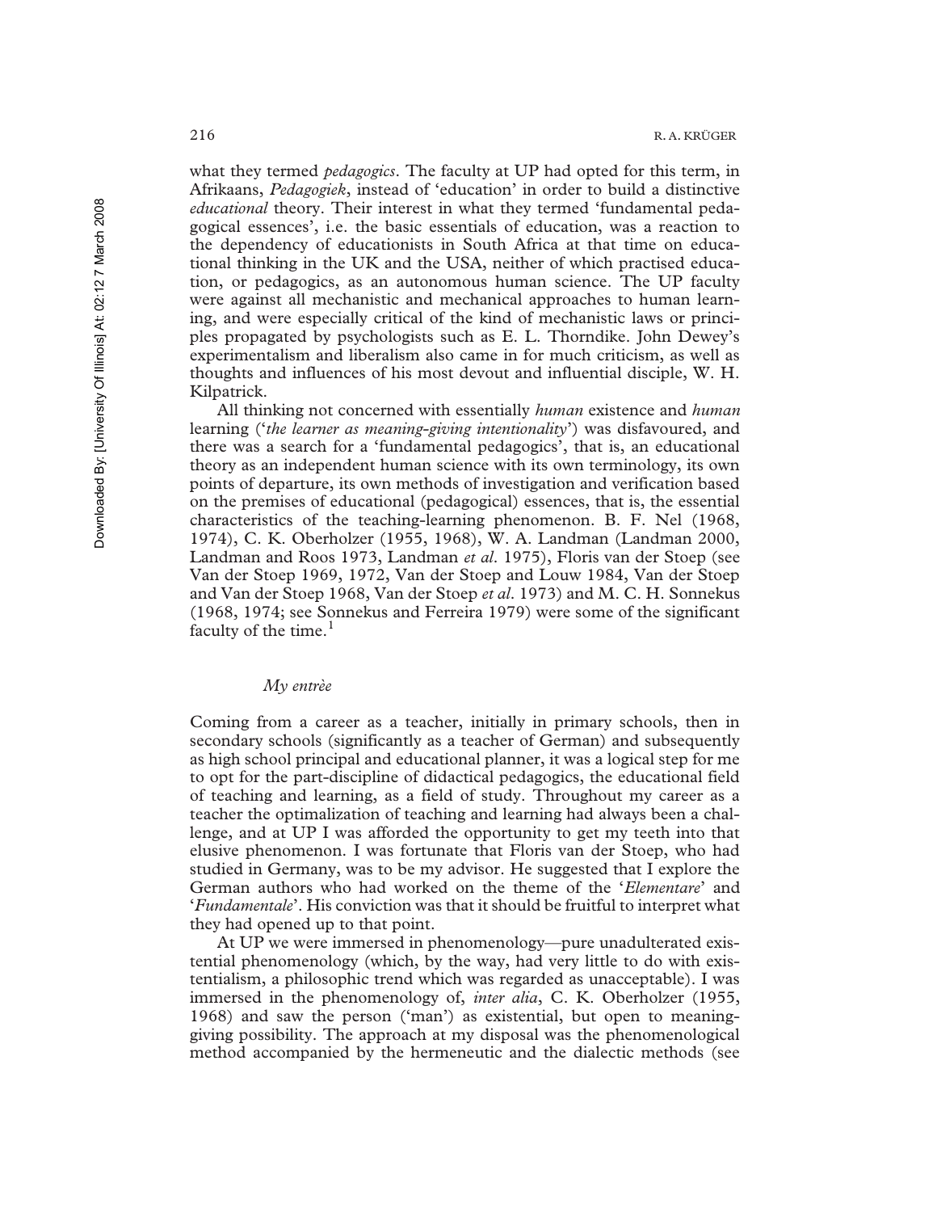what they termed *pedagogics*. The faculty at UP had opted for this term, in Afrikaans, *Pedagogiek*, instead of 'education' in order to build a distinctive *educational* theory. Their interest in what they termed 'fundamental pedagogical essences', i.e. the basic essentials of education, was a reaction to the dependency of educationists in South Africa at that time on educational thinking in the UK and the USA, neither of which practised education, or pedagogics, as an autonomous human science. The UP faculty were against all mechanistic and mechanical approaches to human learning, and were especially critical of the kind of mechanistic laws or principles propagated by psychologists such as E. L. Thorndike. John Dewey's experimentalism and liberalism also came in for much criticism, as well as thoughts and influences of his most devout and influential disciple, W. H. Kilpatrick.

All thinking not concerned with essentially *human* existence and *human* learning ('*the learner as meaning-giving intentionality*') was disfavoured, and there was a search for a 'fundamental pedagogics', that is, an educational theory as an independent human science with its own terminology, its own points of departure, its own methods of investigation and verification based on the premises of educational (pedagogical) essences, that is, the essential characteristics of the teaching-learning phenomenon. B. F. Nel (1968, 1974), C. K. Oberholzer (1955, 1968), W. A. Landman (Landman 2000, Landman and Roos 1973, Landman *et al.* 1975), Floris van der Stoep (see Van der Stoep 1969, 1972, Van der Stoep and Louw 1984, Van der Stoep and Van der Stoep 1968, Van der Stoep *et al.* 1973) and M. C. H. Sonnekus (1968, 1974; see Sonnekus and Ferreira 1979) were some of the significant faculty of the time.[1]

### *My entrèe*

Coming from a career as a teacher, initially in primary schools, then in secondary schools (significantly as a teacher of German) and subsequently as high school principal and educational planner, it was a logical step for me to opt for the part-discipline of didactical pedagogics, the educational field of teaching and learning, as a field of study. Throughout my career as a teacher the optimalization of teaching and learning had always been a challenge, and at UP I was afforded the opportunity to get my teeth into that elusive phenomenon. I was fortunate that Floris van der Stoep, who had studied in Germany, was to be my advisor. He suggested that I explore the German authors who had worked on the theme of the '*Elementare*' and '*Fundamentale*'. His conviction was that it should be fruitful to interpret what they had opened up to that point.

At UP we were immersed in phenomenology—pure unadulterated existential phenomenology (which, by the way, had very little to do with existentialism, a philosophic trend which was regarded as unacceptable). I was immersed in the phenomenology of, *inter alia*, C. K. Oberholzer (1955, 1968) and saw the person ('man') as existential, but open to meaning-giving possibility. The approach at my disposal was the phenomenological method accompanied by the hermeneutic and the dialectic methods (see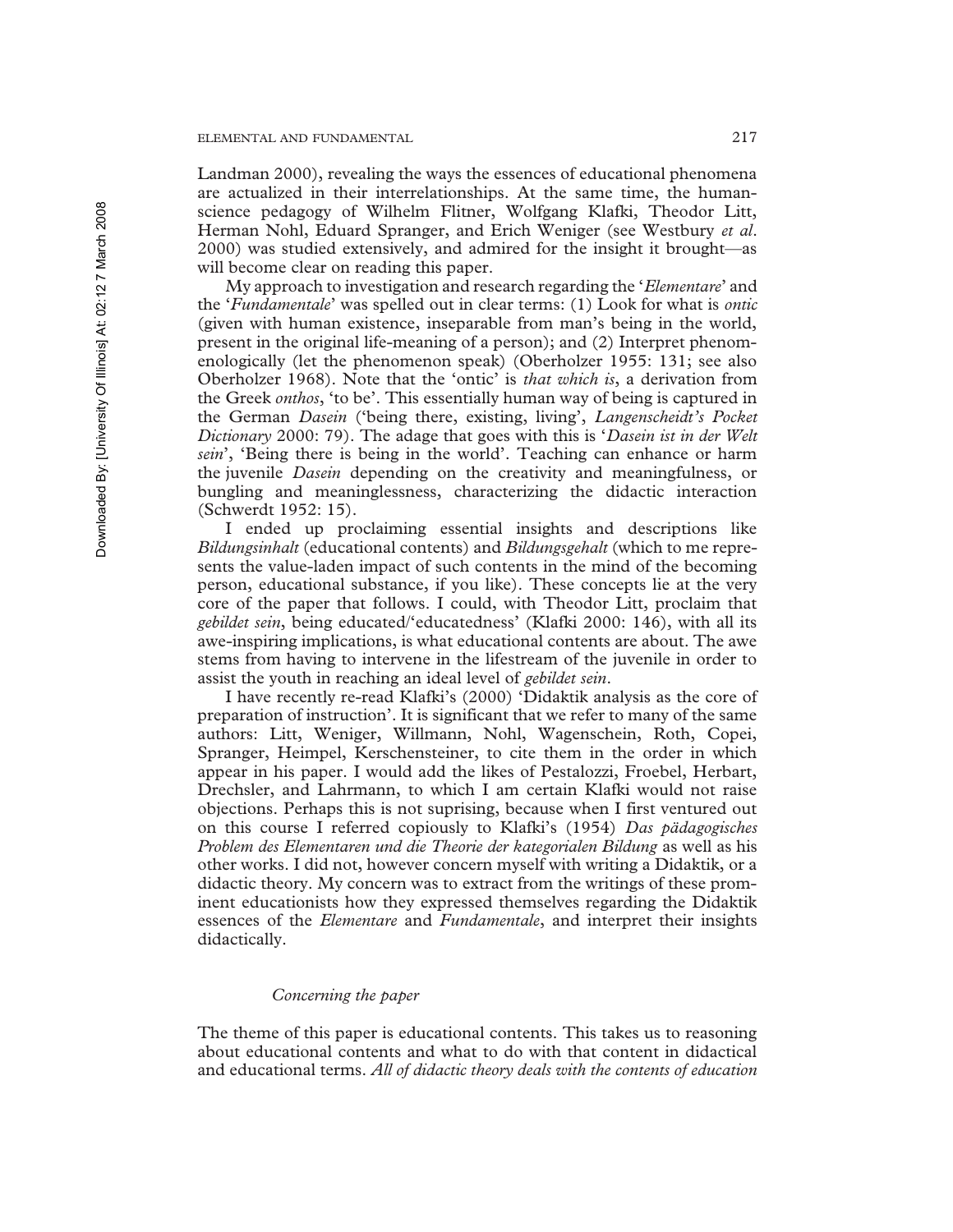Landman 2000), revealing the ways the essences of educational phenomena are actualized in their interrelationships. At the same time, the human-science pedagogy of Wilhelm Flitner, Wolfgang Klafki, Theodor Litt, Herman Nohl, Eduard Spranger, and Erich Weniger (see Westbury *et al*. 2000) was studied extensively, and admired for the insight it brought—as will become clear on reading this paper.

My approach to investigation and research regarding the '*Elementare*' and the '*Fundamentale*' was spelled out in clear terms: (1) Look for what is *ontic* (given with human existence, inseparable from man's being in the world, present in the original life-meaning of a person); and (2) Interpret phenomenologically (let the phenomenon speak) (Oberholzer 1955: 131; see also Oberholzer 1968). Note that the 'ontic' is *that which is*, a derivation from the Greek *onthos*, 'to be'. This essentially human way of being is captured in the German *Dasein* ('being there, existing, living', *Langenscheidt's Pocket Dictionary* 2000: 79). The adage that goes with this is '*Dasein ist in der Welt sein*', 'Being there is being in the world'. Teaching can enhance or harm the juvenile *Dasein* depending on the creativity and meaningfulness, or bungling and meaninglessness, characterizing the didactic interaction (Schwerdt 1952: 15).

I ended up proclaiming essential insights and descriptions like *Bildungsinhalt* (educational contents) and *Bildungsgehalt* (which to me represents the value-laden impact of such contents in the mind of the becoming person, educational substance, if you like). These concepts lie at the very core of the paper that follows. I could, with Theodor Litt, proclaim that *gebildet sein*, being educated/'educatedness' (Klafki 2000: 146), with all its awe-inspiring implications, is what educational contents are about. The awe stems from having to intervene in the lifestream of the juvenile in order to assist the youth in reaching an ideal level of *gebildet sein*.

I have recently re-read Klafki's (2000) 'Didaktik analysis as the core of preparation of instruction'. It is significant that we refer to many of the same authors: Litt, Weniger, Willmann, Nohl, Wagenschein, Roth, Copei, Spranger, Heimpel, Kerschensteiner, to cite them in the order in which appear in his paper. I would add the likes of Pestalozzi, Froebel, Herbart, Drechsler, and Lahrmann, to which I am certain Klafki would not raise objections. Perhaps this is not suprising, because when I first ventured out on this course I referred copiously to Klafki's (1954) *Das pädagogisches Problem des Elementaren und die Theorie der kategorialen Bildung* as well as his other works. I did not, however concern myself with writing a Didaktik, or a didactic theory. My concern was to extract from the writings of these prominent educationists how they expressed themselves regarding the Didaktik essences of the *Elementare* and *Fundamentale*, and interpret their insights didactically.

### *Concerning the paper*

The theme of this paper is educational contents. This takes us to reasoning about educational contents and what to do with that content in didactical and educational terms. *All of didactic theory deals with the contents of education*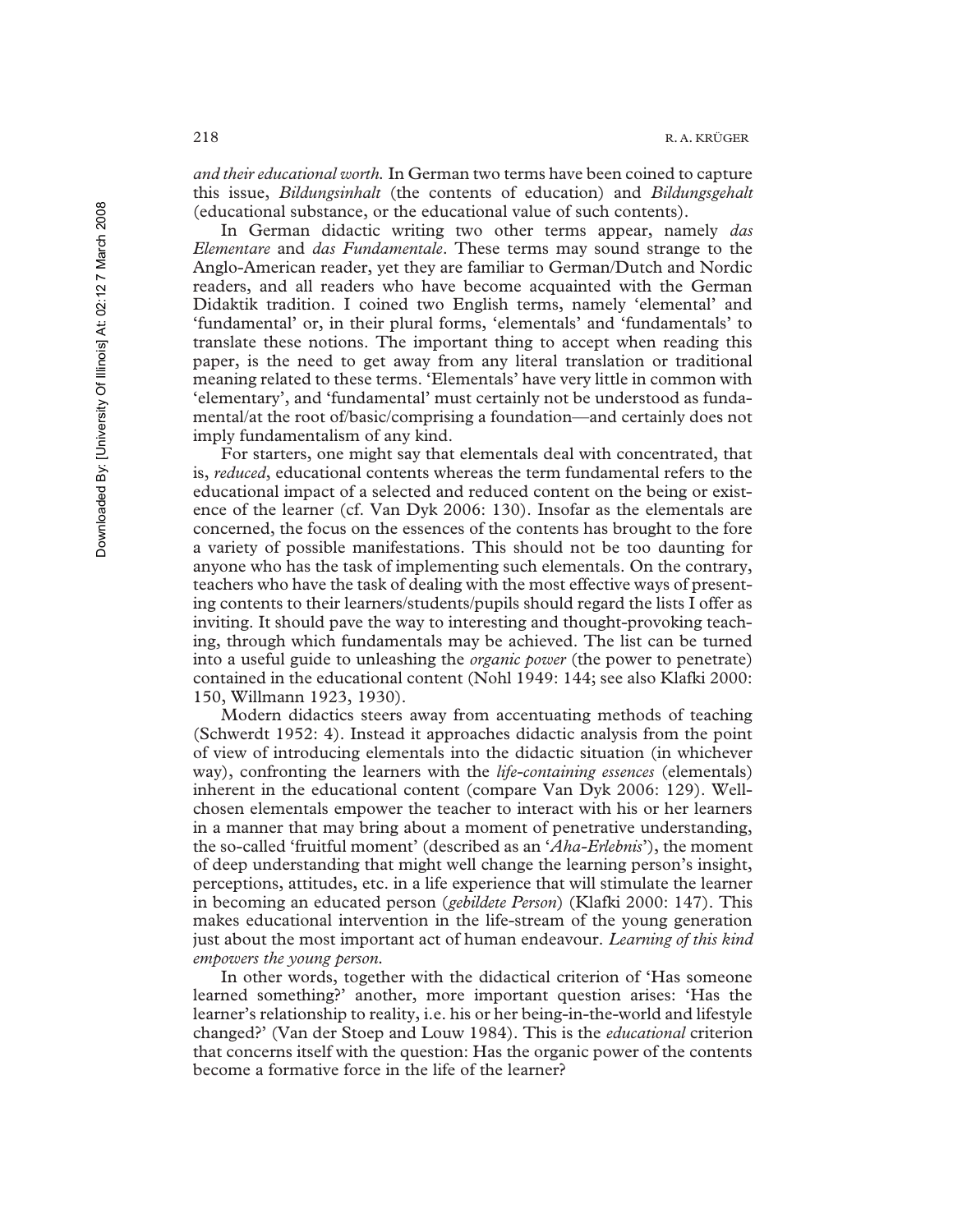*and their educational worth.* In German two terms have been coined to capture this issue, *Bildungsinhalt* (the contents of education) and *Bildungsgehalt* (educational substance, or the educational value of such contents).

In German didactic writing two other terms appear, namely *das Elementare* and *das Fundamentale*. These terms may sound strange to the Anglo-American reader, yet they are familiar to German/Dutch and Nordic readers, and all readers who have become acquainted with the German Didaktik tradition. I coined two English terms, namely 'elemental' and 'fundamental' or, in their plural forms, 'elementals' and 'fundamentals' to translate these notions. The important thing to accept when reading this paper, is the need to get away from any literal translation or traditional meaning related to these terms. 'Elementals' have very little in common with 'elementary', and 'fundamental' must certainly not be understood as fundamental/at the root of/basic/comprising a foundation—and certainly does not imply fundamentalism of any kind.

For starters, one might say that elementals deal with concentrated, that is, *reduced*, educational contents whereas the term fundamental refers to the educational impact of a selected and reduced content on the being or existence of the learner (cf. Van Dyk 2006: 130). Insofar as the elementals are concerned, the focus on the essences of the contents has brought to the fore a variety of possible manifestations. This should not be too daunting for anyone who has the task of implementing such elementals. On the contrary, teachers who have the task of dealing with the most effective ways of presenting contents to their learners/students/pupils should regard the lists I offer as inviting. It should pave the way to interesting and thought-provoking teaching, through which fundamentals may be achieved. The list can be turned into a useful guide to unleashing the *organic power* (the power to penetrate) contained in the educational content (Nohl 1949: 144; see also Klafki 2000: 150, Willmann 1923, 1930).

Modern didactics steers away from accentuating methods of teaching (Schwerdt 1952: 4). Instead it approaches didactic analysis from the point of view of introducing elementals into the didactic situation (in whichever way), confronting the learners with the *life-containing essences* (elementals) inherent in the educational content (compare Van Dyk 2006: 129). Well-chosen elementals empower the teacher to interact with his or her learners in a manner that may bring about a moment of penetrative understanding, the so-called 'fruitful moment' (described as an '*Aha-Erlebnis*'), the moment of deep understanding that might well change the learning person's insight, perceptions, attitudes, etc. in a life experience that will stimulate the learner in becoming an educated person (*gebildete Person*) (Klafki 2000: 147). This makes educational intervention in the life-stream of the young generation just about the most important act of human endeavour. *Learning of this kind empowers the young person.*

In other words, together with the didactical criterion of 'Has someone learned something?' another, more important question arises: 'Has the learner's relationship to reality, i.e. his or her being-in-the-world and lifestyle changed?' (Van der Stoep and Louw 1984). This is the *educational* criterion that concerns itself with the question: Has the organic power of the contents become a formative force in the life of the learner?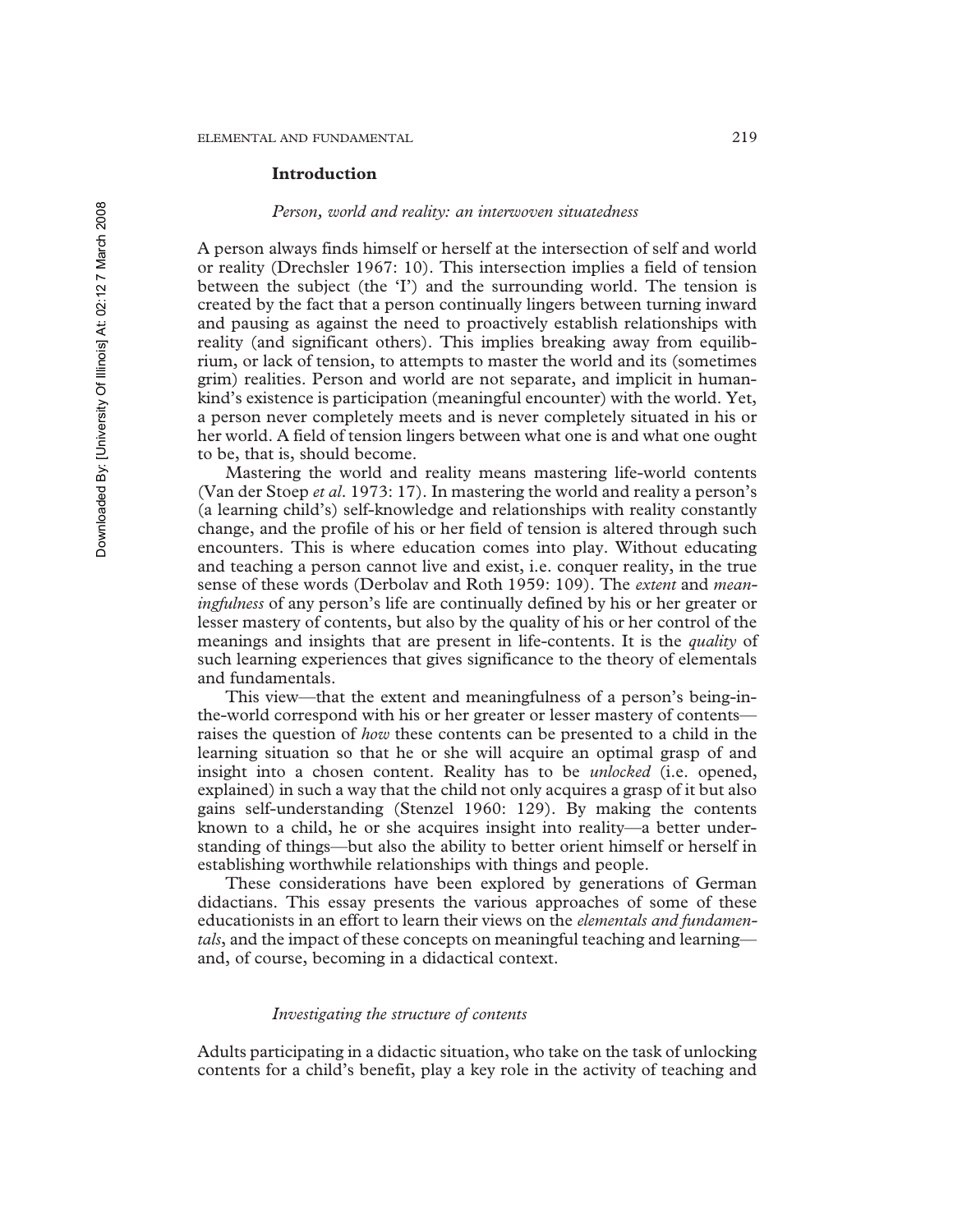## Introduction

### *Person, world and reality: an interwoven situatedness*

A person always finds himself or herself at the intersection of self and world or reality (Drechsler 1967: 10). This intersection implies a field of tension between the subject (the 'I') and the surrounding world. The tension is created by the fact that a person continually lingers between turning inward and pausing as against the need to proactively establish relationships with reality (and significant others). This implies breaking away from equilibrium, or lack of tension, to attempts to master the world and its (sometimes grim) realities. Person and world are not separate, and implicit in humankind's existence is participation (meaningful encounter) with the world. Yet, a person never completely meets and is never completely situated in his or her world. A field of tension lingers between what one is and what one ought to be, that is, should become.

Mastering the world and reality means mastering life-world contents (Van der Stoep *et al*. 1973: 17). In mastering the world and reality a person's (a learning child's) self-knowledge and relationships with reality constantly change, and the profile of his or her field of tension is altered through such encounters. This is where education comes into play. Without educating and teaching a person cannot live and exist, i.e. conquer reality, in the true sense of these words (Derbolav and Roth 1959: 109). The *extent* and *meaningfulness* of any person's life are continually defined by his or her greater or lesser mastery of contents, but also by the quality of his or her control of the meanings and insights that are present in life-contents. It is the *quality* of such learning experiences that gives significance to the theory of elementals and fundamentals.

This view—that the extent and meaningfulness of a person's being-in-the-world correspond with his or her greater or lesser mastery of contents—raises the question of *how* these contents can be presented to a child in the learning situation so that he or she will acquire an optimal grasp of and insight into a chosen content. Reality has to be *unlocked* (i.e. opened, explained) in such a way that the child not only acquires a grasp of it but also gains self-understanding (Stenzel 1960: 129). By making the contents known to a child, he or she acquires insight into reality—a better understanding of things—but also the ability to better orient himself or herself in establishing worthwhile relationships with things and people.

These considerations have been explored by generations of German didactians. This essay presents the various approaches of some of these educationists in an effort to learn their views on the *elementals and fundamentals*, and the impact of these concepts on meaningful teaching and learning—and, of course, becoming in a didactical context.

### *Investigating the structure of contents*

Adults participating in a didactic situation, who take on the task of unlocking contents for a child's benefit, play a key role in the activity of teaching and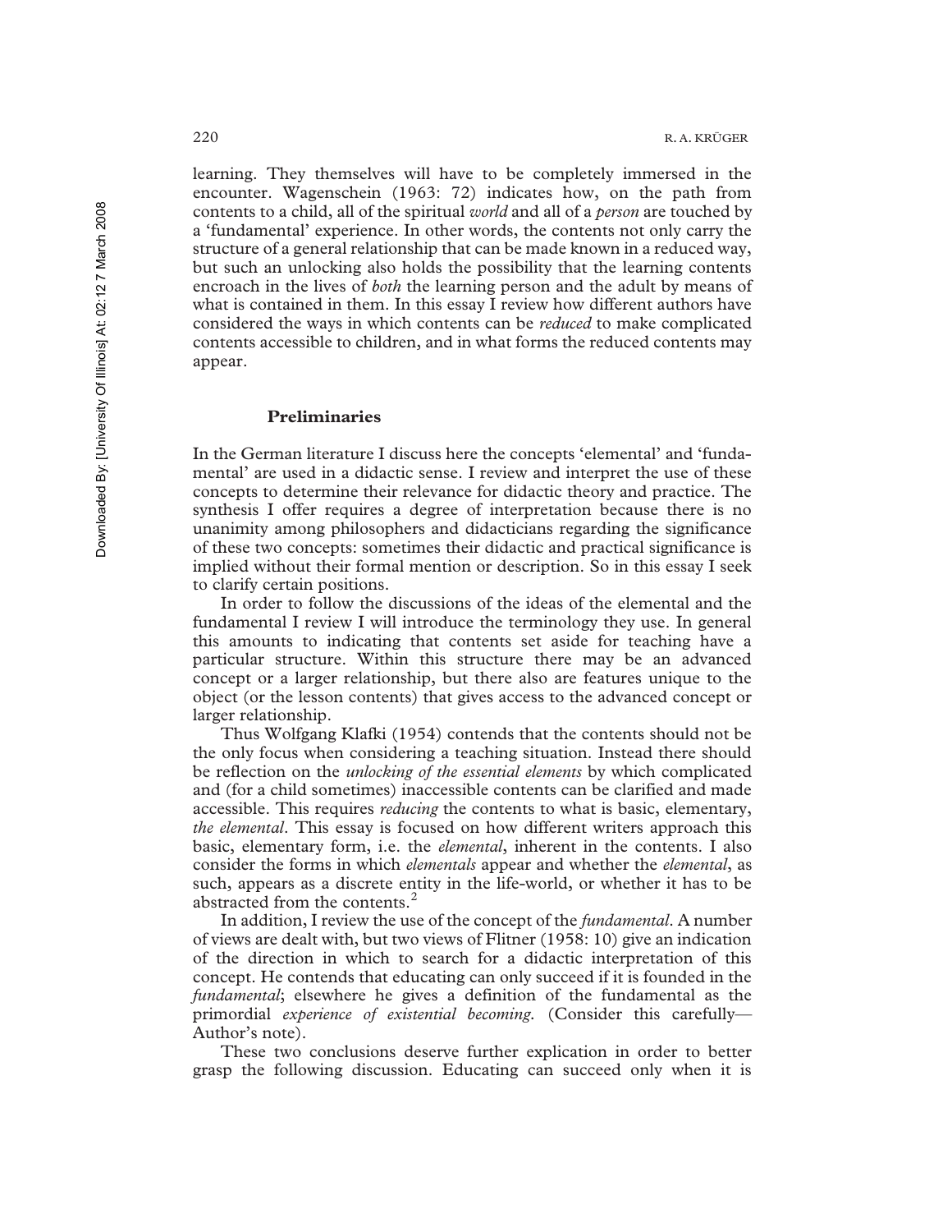learning. They themselves will have to be completely immersed in the encounter. Wagenschein (1963: 72) indicates how, on the path from contents to a child, all of the spiritual *world* and all of a *person* are touched by a 'fundamental' experience. In other words, the contents not only carry the structure of a general relationship that can be made known in a reduced way, but such an unlocking also holds the possibility that the learning contents encroach in the lives of *both* the learning person and the adult by means of what is contained in them. In this essay I review how different authors have considered the ways in which contents can be *reduced* to make complicated contents accessible to children, and in what forms the reduced contents may appear.

## Preliminaries

In the German literature I discuss here the concepts 'elemental' and 'fundamental' are used in a didactic sense. I review and interpret the use of these concepts to determine their relevance for didactic theory and practice. The synthesis I offer requires a degree of interpretation because there is no unanimity among philosophers and didacticians regarding the significance of these two concepts: sometimes their didactic and practical significance is implied without their formal mention or description. So in this essay I seek to clarify certain positions.

In order to follow the discussions of the ideas of the elemental and the fundamental I review I will introduce the terminology they use. In general this amounts to indicating that contents set aside for teaching have a particular structure. Within this structure there may be an advanced concept or a larger relationship, but there also are features unique to the object (or the lesson contents) that gives access to the advanced concept or larger relationship.

Thus Wolfgang Klafki (1954) contends that the contents should not be the only focus when considering a teaching situation. Instead there should be reflection on the *unlocking of the essential elements* by which complicated and (for a child sometimes) inaccessible contents can be clarified and made accessible. This requires *reducing* the contents to what is basic, elementary, *the elemental*. This essay is focused on how different writers approach this basic, elementary form, i.e. the *elemental*, inherent in the contents. I also consider the forms in which *elementals* appear and whether the *elemental*, as such, appears as a discrete entity in the life-world, or whether it has to be abstracted from the contents.[2]

In addition, I review the use of the concept of the *fundamental*. A number of views are dealt with, but two views of Flitner (1958: 10) give an indication of the direction in which to search for a didactic interpretation of this concept. He contends that educating can only succeed if it is founded in the *fundamental*; elsewhere he gives a definition of the fundamental as the primordial *experience of existential becoming*. (Consider this carefully—Author's note).

These two conclusions deserve further explication in order to better grasp the following discussion. Educating can succeed only when it is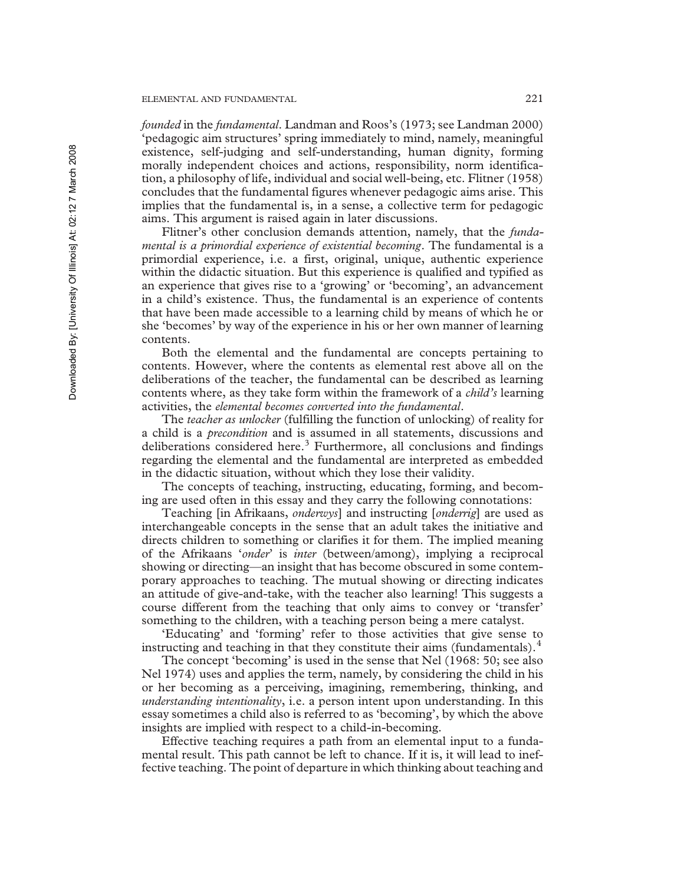*founded* in the *fundamental*. Landman and Roos's (1973; see Landman 2000) 'pedagogic aim structures' spring immediately to mind, namely, meaningful existence, self-judging and self-understanding, human dignity, forming morally independent choices and actions, responsibility, norm identification, a philosophy of life, individual and social well-being, etc. Flitner (1958) concludes that the fundamental figures whenever pedagogic aims arise. This implies that the fundamental is, in a sense, a collective term for pedagogic aims. This argument is raised again in later discussions.

Flitner's other conclusion demands attention, namely, that the *fundamental is a primordial experience of existential becoming*. The fundamental is a primordial experience, i.e. a first, original, unique, authentic experience within the didactic situation. But this experience is qualified and typified as an experience that gives rise to a 'growing' or 'becoming', an advancement in a child's existence. Thus, the fundamental is an experience of contents that have been made accessible to a learning child by means of which he or she 'becomes' by way of the experience in his or her own manner of learning contents.

Both the elemental and the fundamental are concepts pertaining to contents. However, where the contents as elemental rest above all on the deliberations of the teacher, the fundamental can be described as learning contents where, as they take form within the framework of a *child's* learning activities, the *elemental becomes converted into the fundamental*.

The *teacher as unlocker* (fulfilling the function of unlocking) of reality for a child is a *precondition* and is assumed in all statements, discussions and deliberations considered here.[3] Furthermore, all conclusions and findings regarding the elemental and the fundamental are interpreted as embedded in the didactic situation, without which they lose their validity.

The concepts of teaching, instructing, educating, forming, and becoming are used often in this essay and they carry the following connotations:

Teaching [in Afrikaans, *onderwys*] and instructing [*onderrig*] are used as interchangeable concepts in the sense that an adult takes the initiative and directs children to something or clarifies it for them. The implied meaning of the Afrikaans '*onder*' is *inter* (between/among), implying a reciprocal showing or directing—an insight that has become obscured in some contemporary approaches to teaching. The mutual showing or directing indicates an attitude of give-and-take, with the teacher also learning! This suggests a course different from the teaching that only aims to convey or 'transfer' something to the children, with a teaching person being a mere catalyst.

'Educating' and 'forming' refer to those activities that give sense to instructing and teaching in that they constitute their aims (fundamentals).[4]

The concept 'becoming' is used in the sense that Nel (1968: 50; see also Nel 1974) uses and applies the term, namely, by considering the child in his or her becoming as a perceiving, imagining, remembering, thinking, and *understanding intentionality*, i.e. a person intent upon understanding. In this essay sometimes a child also is referred to as 'becoming', by which the above insights are implied with respect to a child-in-becoming.

Effective teaching requires a path from an elemental input to a fundamental result. This path cannot be left to chance. If it is, it will lead to ineffective teaching. The point of departure in which thinking about teaching and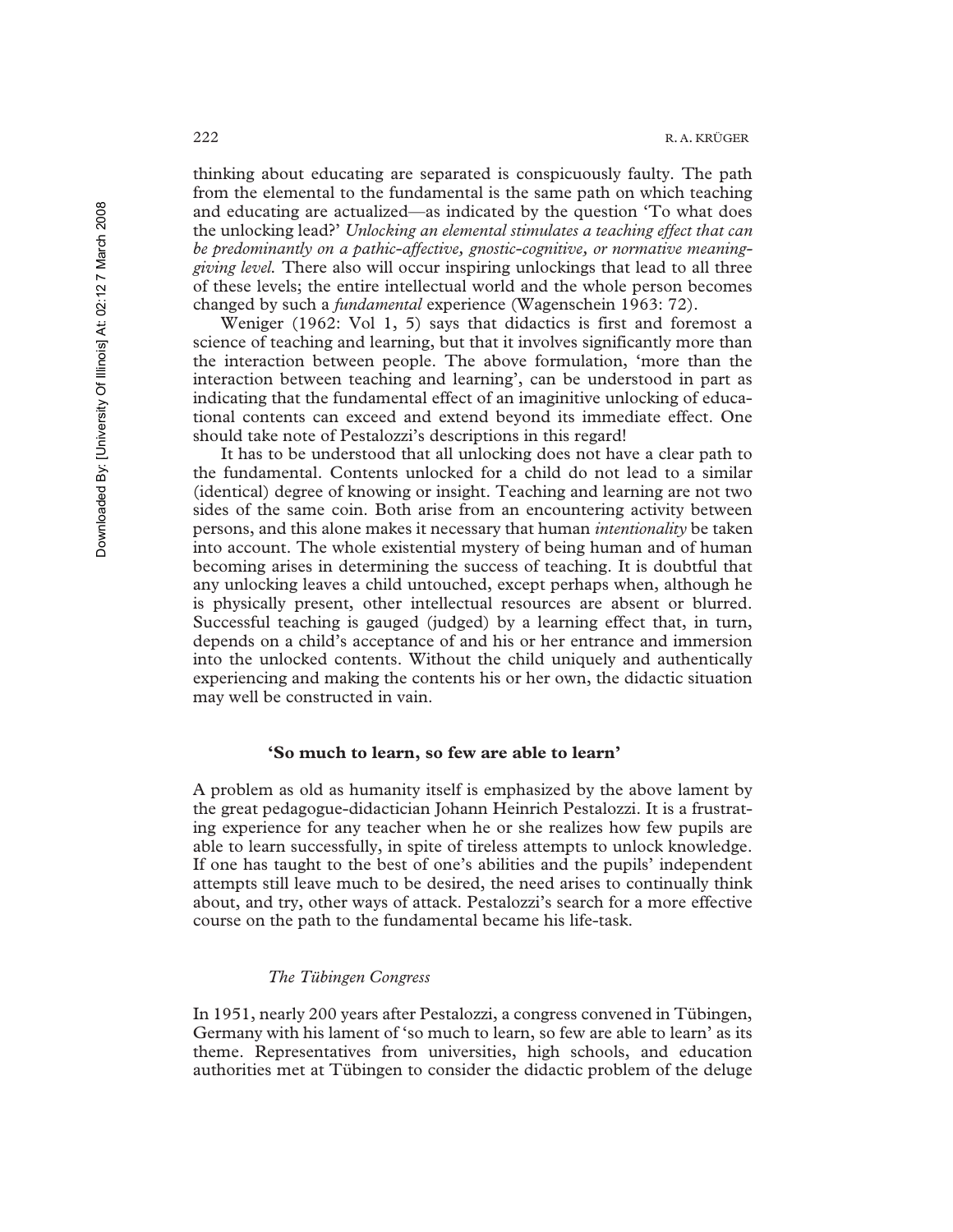thinking about educating are separated is conspicuously faulty. The path from the elemental to the fundamental is the same path on which teaching and educating are actualized—as indicated by the question 'To what does the unlocking lead?' *Unlocking an elemental stimulates a teaching effect that can be predominantly on a pathic-affective, gnostic-cognitive, or normative meaning-giving level.* There also will occur inspiring unlockings that lead to all three of these levels; the entire intellectual world and the whole person becomes changed by such a *fundamental* experience (Wagenschein 1963: 72).

Weniger (1962: Vol 1, 5) says that didactics is first and foremost a science of teaching and learning, but that it involves significantly more than the interaction between people. The above formulation, 'more than the interaction between teaching and learning', can be understood in part as indicating that the fundamental effect of an imaginitive unlocking of educational contents can exceed and extend beyond its immediate effect. One should take note of Pestalozzi's descriptions in this regard!

It has to be understood that all unlocking does not have a clear path to the fundamental. Contents unlocked for a child do not lead to a similar (identical) degree of knowing or insight. Teaching and learning are not two sides of the same coin. Both arise from an encountering activity between persons, and this alone makes it necessary that human *intentionality* be taken into account. The whole existential mystery of being human and of human becoming arises in determining the success of teaching. It is doubtful that any unlocking leaves a child untouched, except perhaps when, although he is physically present, other intellectual resources are absent or blurred. Successful teaching is gauged (judged) by a learning effect that, in turn, depends on a child's acceptance of and his or her entrance and immersion into the unlocked contents. Without the child uniquely and authentically experiencing and making the contents his or her own, the didactic situation may well be constructed in vain.

## 'So much to learn, so few are able to learn'

A problem as old as humanity itself is emphasized by the above lament by the great pedagogue-didactician Johann Heinrich Pestalozzi. It is a frustrating experience for any teacher when he or she realizes how few pupils are able to learn successfully, in spite of tireless attempts to unlock knowledge. If one has taught to the best of one's abilities and the pupils' independent attempts still leave much to be desired, the need arises to continually think about, and try, other ways of attack. Pestalozzi's search for a more effective course on the path to the fundamental became his life-task.

### *The Tübingen Congress*

In 1951, nearly 200 years after Pestalozzi, a congress convened in Tübingen, Germany with his lament of 'so much to learn, so few are able to learn' as its theme. Representatives from universities, high schools, and education authorities met at Tübingen to consider the didactic problem of the deluge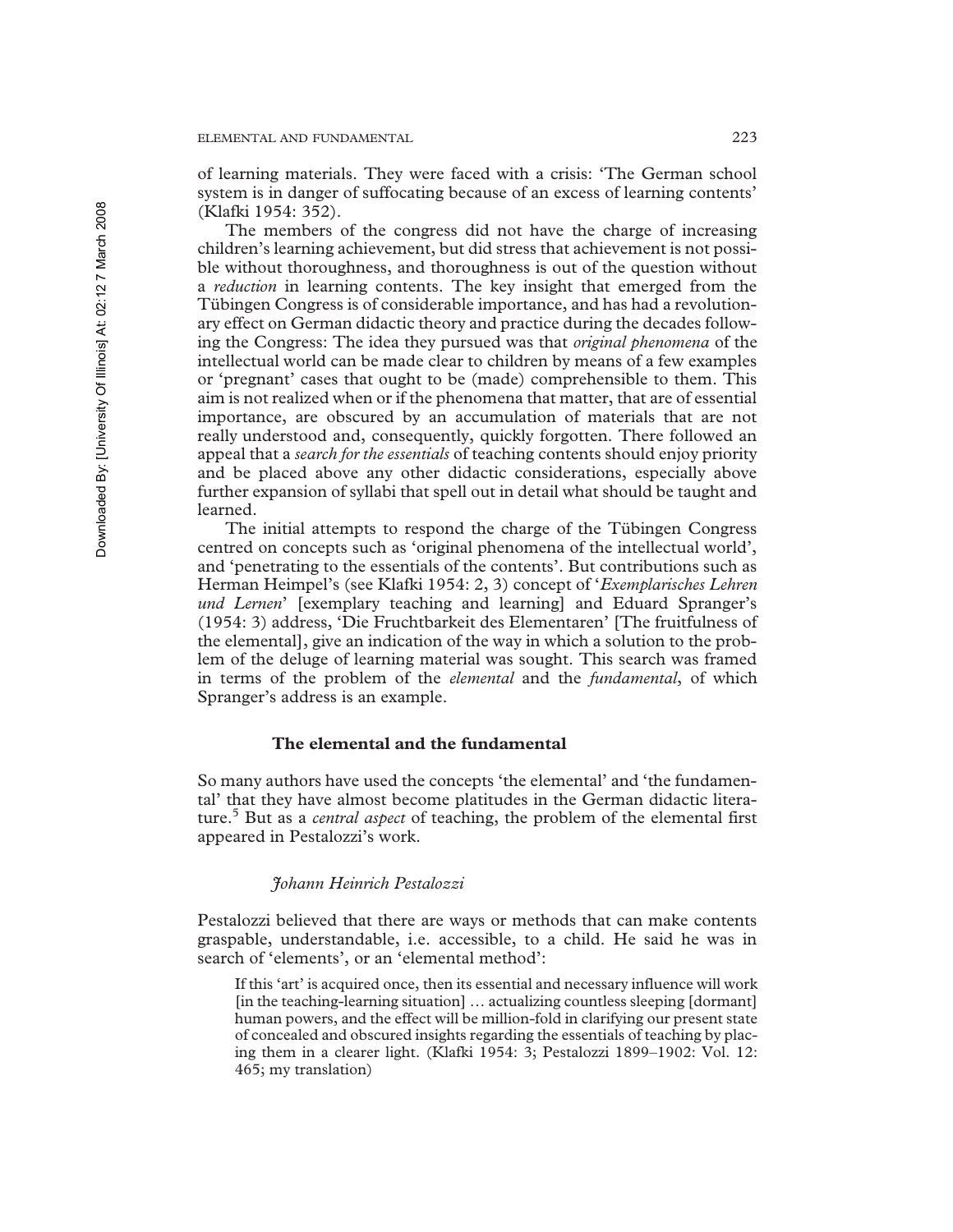of learning materials. They were faced with a crisis: 'The German school system is in danger of suffocating because of an excess of learning contents' (Klafki 1954: 352).

The members of the congress did not have the charge of increasing children's learning achievement, but did stress that achievement is not possible without thoroughness, and thoroughness is out of the question without a *reduction* in learning contents. The key insight that emerged from the Tübingen Congress is of considerable importance, and has had a revolutionary effect on German didactic theory and practice during the decades following the Congress: The idea they pursued was that *original phenomena* of the intellectual world can be made clear to children by means of a few examples or 'pregnant' cases that ought to be (made) comprehensible to them. This aim is not realized when or if the phenomena that matter, that are of essential importance, are obscured by an accumulation of materials that are not really understood and, consequently, quickly forgotten. There followed an appeal that a *search for the essentials* of teaching contents should enjoy priority and be placed above any other didactic considerations, especially above further expansion of syllabi that spell out in detail what should be taught and learned.

The initial attempts to respond the charge of the Tübingen Congress centred on concepts such as 'original phenomena of the intellectual world', and 'penetrating to the essentials of the contents'. But contributions such as Herman Heimpel's (see Klafki 1954: 2, 3) concept of '*Exemplarisches Lehren und Lernen*' [exemplary teaching and learning] and Eduard Spranger's (1954: 3) address, 'Die Fruchtbarkeit des Elementaren' [The fruitfulness of the elemental], give an indication of the way in which a solution to the problem of the deluge of learning material was sought. This search was framed in terms of the problem of the *elemental* and the *fundamental*, of which Spranger's address is an example.

## The elemental and the fundamental

So many authors have used the concepts 'the elemental' and 'the fundamental' that they have almost become platitudes in the German didactic literature.[5] But as a *central aspect* of teaching, the problem of the elemental first appeared in Pestalozzi's work.

### *Johann Heinrich Pestalozzi*

Pestalozzi believed that there are ways or methods that can make contents graspable, understandable, i.e. accessible, to a child. He said he was in search of 'elements', or an 'elemental method':

> If this 'art' is acquired once, then its essential and necessary influence will work [in the teaching-learning situation] … actualizing countless sleeping [dormant] human powers, and the effect will be million-fold in clarifying our present state of concealed and obscured insights regarding the essentials of teaching by placing them in a clearer light. (Klafki 1954: 3; Pestalozzi 1899–1902: Vol. 12: 465; my translation)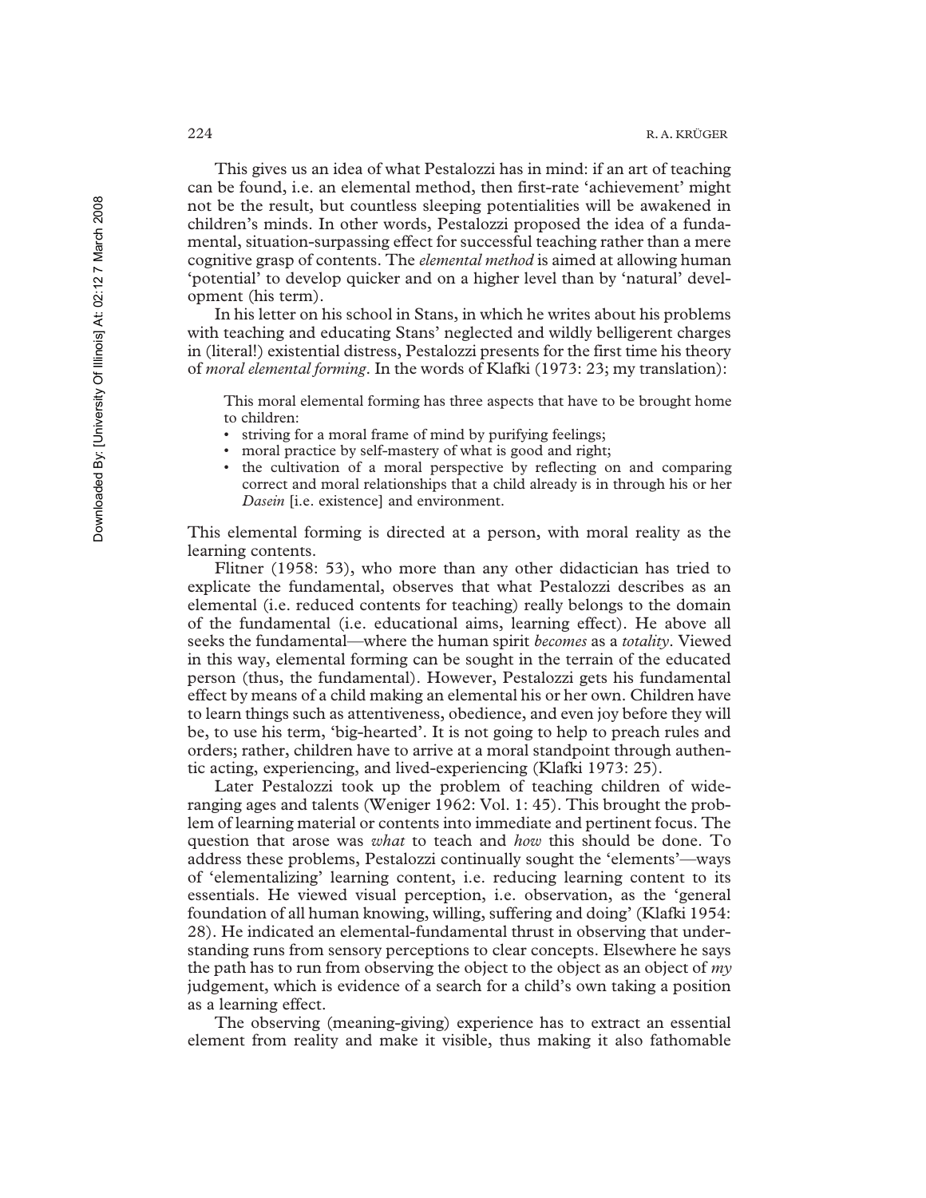This gives us an idea of what Pestalozzi has in mind: if an art of teaching can be found, i.e. an elemental method, then first-rate 'achievement' might not be the result, but countless sleeping potentialities will be awakened in children's minds. In other words, Pestalozzi proposed the idea of a fundamental, situation-surpassing effect for successful teaching rather than a mere cognitive grasp of contents. The *elemental method* is aimed at allowing human 'potential' to develop quicker and on a higher level than by 'natural' development (his term).

In his letter on his school in Stans, in which he writes about his problems with teaching and educating Stans' neglected and wildly belligerent charges in (literal!) existential distress, Pestalozzi presents for the first time his theory of *moral elemental forming*. In the words of Klafki (1973: 23; my translation):

> This moral elemental forming has three aspects that have to be brought home to children:
>
> - striving for a moral frame of mind by purifying feelings;
> - moral practice by self-mastery of what is good and right;
> - the cultivation of a moral perspective by reflecting on and comparing correct and moral relationships that a child already is in through his or her *Dasein* [i.e. existence] and environment.

This elemental forming is directed at a person, with moral reality as the learning contents.

Flitner (1958: 53), who more than any other didactician has tried to explicate the fundamental, observes that what Pestalozzi describes as an elemental (i.e. reduced contents for teaching) really belongs to the domain of the fundamental (i.e. educational aims, learning effect). He above all seeks the fundamental—where the human spirit *becomes* as a *totality*. Viewed in this way, elemental forming can be sought in the terrain of the educated person (thus, the fundamental). However, Pestalozzi gets his fundamental effect by means of a child making an elemental his or her own. Children have to learn things such as attentiveness, obedience, and even joy before they will be, to use his term, 'big-hearted'. It is not going to help to preach rules and orders; rather, children have to arrive at a moral standpoint through authentic acting, experiencing, and lived-experiencing (Klafki 1973: 25).

Later Pestalozzi took up the problem of teaching children of wide-ranging ages and talents (Weniger 1962: Vol. 1: 45). This brought the problem of learning material or contents into immediate and pertinent focus. The question that arose was *what* to teach and *how* this should be done. To address these problems, Pestalozzi continually sought the 'elements'—ways of 'elementalizing' learning content, i.e. reducing learning content to its essentials. He viewed visual perception, i.e. observation, as the 'general foundation of all human knowing, willing, suffering and doing' (Klafki 1954: 28). He indicated an elemental-fundamental thrust in observing that understanding runs from sensory perceptions to clear concepts. Elsewhere he says the path has to run from observing the object to the object as an object of *my* judgement, which is evidence of a search for a child's own taking a position as a learning effect.

The observing (meaning-giving) experience has to extract an essential element from reality and make it visible, thus making it also fathomable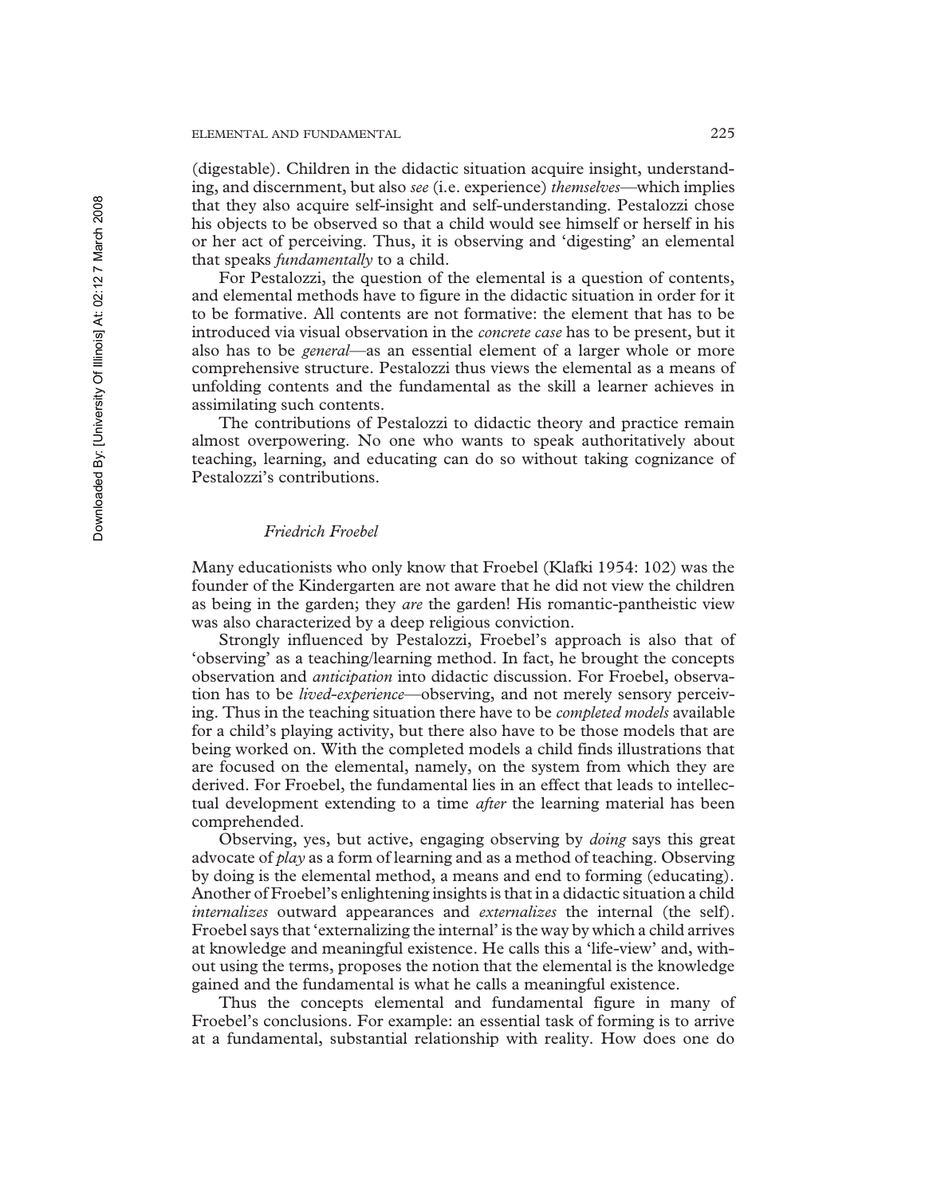(digestable). Children in the didactic situation acquire insight, understanding, and discernment, but also *see* (i.e. experience) *themselves*—which implies that they also acquire self-insight and self-understanding. Pestalozzi chose his objects to be observed so that a child would see himself or herself in his or her act of perceiving. Thus, it is observing and 'digesting' an elemental that speaks *fundamentally* to a child.

For Pestalozzi, the question of the elemental is a question of contents, and elemental methods have to figure in the didactic situation in order for it to be formative. All contents are not formative: the element that has to be introduced via visual observation in the *concrete case* has to be present, but it also has to be *general*—as an essential element of a larger whole or more comprehensive structure. Pestalozzi thus views the elemental as a means of unfolding contents and the fundamental as the skill a learner achieves in assimilating such contents.

The contributions of Pestalozzi to didactic theory and practice remain almost overpowering. No one who wants to speak authoritatively about teaching, learning, and educating can do so without taking cognizance of Pestalozzi's contributions.

### *Friedrich Froebel*

Many educationists who only know that Froebel (Klafki 1954: 102) was the founder of the Kindergarten are not aware that he did not view the children as being in the garden; they *are* the garden! His romantic-pantheistic view was also characterized by a deep religious conviction.

Strongly influenced by Pestalozzi, Froebel's approach is also that of 'observing' as a teaching/learning method. In fact, he brought the concepts observation and *anticipation* into didactic discussion. For Froebel, observation has to be *lived-experience*—observing, and not merely sensory perceiving. Thus in the teaching situation there have to be *completed models* available for a child's playing activity, but there also have to be those models that are being worked on. With the completed models a child finds illustrations that are focused on the elemental, namely, on the system from which they are derived. For Froebel, the fundamental lies in an effect that leads to intellectual development extending to a time *after* the learning material has been comprehended.

Observing, yes, but active, engaging observing by *doing* says this great advocate of *play* as a form of learning and as a method of teaching. Observing by doing is the elemental method, a means and end to forming (educating). Another of Froebel's enlightening insights is that in a didactic situation a child *internalizes* outward appearances and *externalizes* the internal (the self). Froebel says that 'externalizing the internal' is the way by which a child arrives at knowledge and meaningful existence. He calls this a 'life-view' and, without using the terms, proposes the notion that the elemental is the knowledge gained and the fundamental is what he calls a meaningful existence.

Thus the concepts elemental and fundamental figure in many of Froebel's conclusions. For example: an essential task of forming is to arrive at a fundamental, substantial relationship with reality. How does one do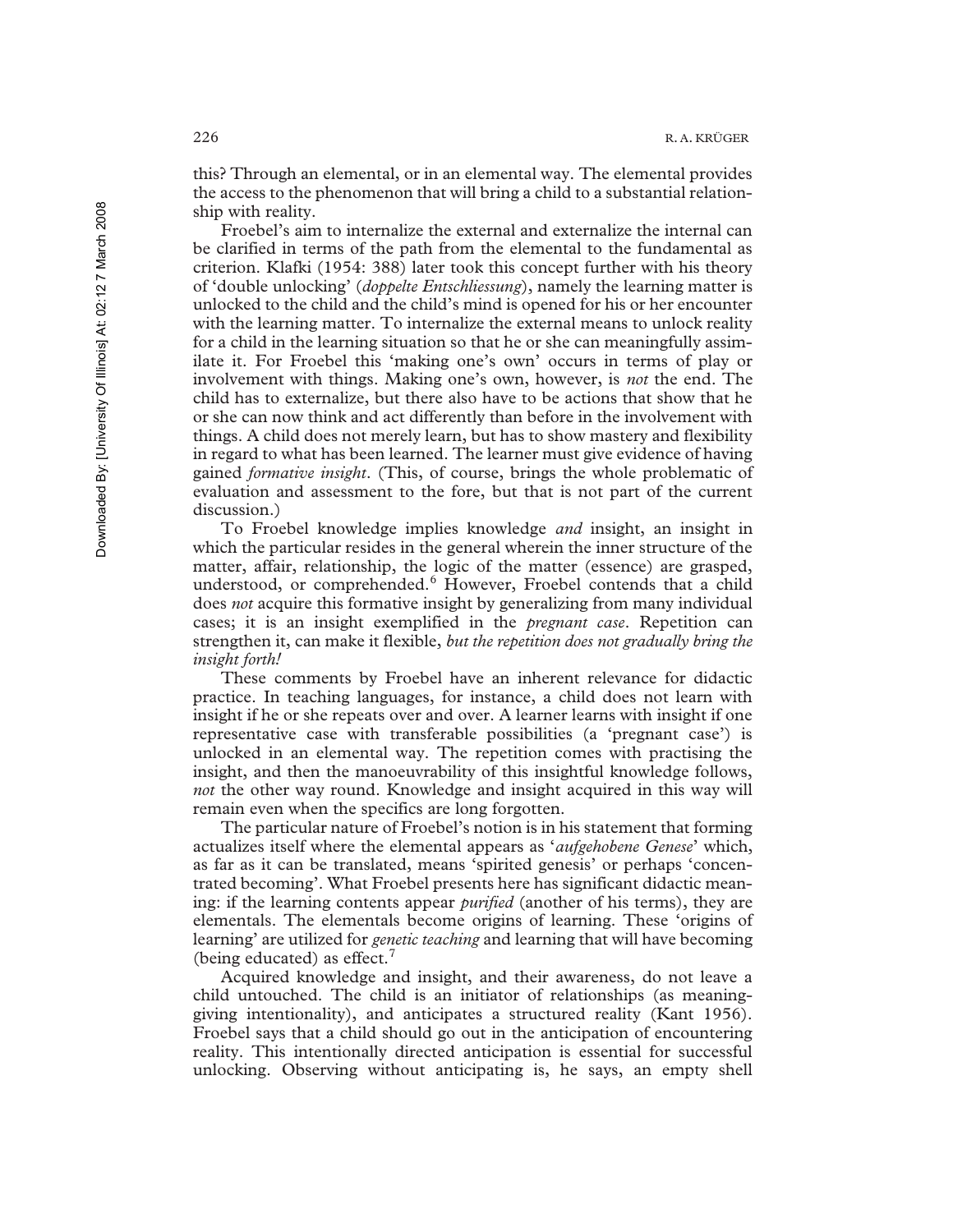this? Through an elemental, or in an elemental way. The elemental provides the access to the phenomenon that will bring a child to a substantial relationship with reality.

Froebel's aim to internalize the external and externalize the internal can be clarified in terms of the path from the elemental to the fundamental as criterion. Klafki (1954: 388) later took this concept further with his theory of 'double unlocking' (*doppelte Entschliessung*), namely the learning matter is unlocked to the child and the child's mind is opened for his or her encounter with the learning matter. To internalize the external means to unlock reality for a child in the learning situation so that he or she can meaningfully assimilate it. For Froebel this 'making one's own' occurs in terms of play or involvement with things. Making one's own, however, is *not* the end. The child has to externalize, but there also have to be actions that show that he or she can now think and act differently than before in the involvement with things. A child does not merely learn, but has to show mastery and flexibility in regard to what has been learned. The learner must give evidence of having gained *formative insight*. (This, of course, brings the whole problematic of evaluation and assessment to the fore, but that is not part of the current discussion.)

To Froebel knowledge implies knowledge *and* insight, an insight in which the particular resides in the general wherein the inner structure of the matter, affair, relationship, the logic of the matter (essence) are grasped, understood, or comprehended.[6] However, Froebel contends that a child does *not* acquire this formative insight by generalizing from many individual cases; it is an insight exemplified in the *pregnant case*. Repetition can strengthen it, can make it flexible, *but the repetition does not gradually bring the insight forth!*

These comments by Froebel have an inherent relevance for didactic practice. In teaching languages, for instance, a child does not learn with insight if he or she repeats over and over. A learner learns with insight if one representative case with transferable possibilities (a 'pregnant case') is unlocked in an elemental way. The repetition comes with practising the insight, and then the manoeuvrability of this insightful knowledge follows, *not* the other way round. Knowledge and insight acquired in this way will remain even when the specifics are long forgotten.

The particular nature of Froebel's notion is in his statement that forming actualizes itself where the elemental appears as '*aufgehobene Genese*' which, as far as it can be translated, means 'spirited genesis' or perhaps 'concentrated becoming'. What Froebel presents here has significant didactic meaning: if the learning contents appear *purified* (another of his terms), they are elementals. The elementals become origins of learning. These 'origins of learning' are utilized for *genetic teaching* and learning that will have becoming (being educated) as effect.[7]

Acquired knowledge and insight, and their awareness, do not leave a child untouched. The child is an initiator of relationships (as meaning-giving intentionality), and anticipates a structured reality (Kant 1956). Froebel says that a child should go out in the anticipation of encountering reality. This intentionally directed anticipation is essential for successful unlocking. Observing without anticipating is, he says, an empty shell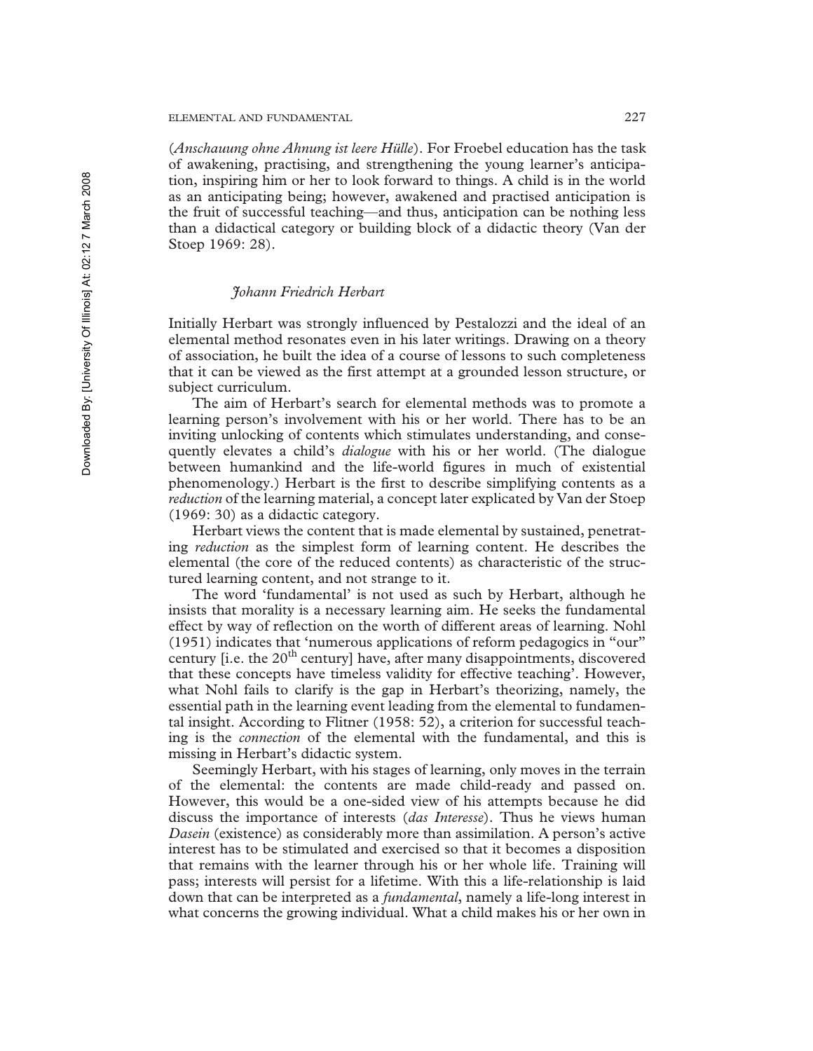(*Anschauung ohne Ahnung ist leere Hülle*). For Froebel education has the task of awakening, practising, and strengthening the young learner's anticipation, inspiring him or her to look forward to things. A child is in the world as an anticipating being; however, awakened and practised anticipation is the fruit of successful teaching—and thus, anticipation can be nothing less than a didactical category or building block of a didactic theory (Van der Stoep 1969: 28).

### *Johann Friedrich Herbart*

Initially Herbart was strongly influenced by Pestalozzi and the ideal of an elemental method resonates even in his later writings. Drawing on a theory of association, he built the idea of a course of lessons to such completeness that it can be viewed as the first attempt at a grounded lesson structure, or subject curriculum.

The aim of Herbart's search for elemental methods was to promote a learning person's involvement with his or her world. There has to be an inviting unlocking of contents which stimulates understanding, and consequently elevates a child's *dialogue* with his or her world. (The dialogue between humankind and the life-world figures in much of existential phenomenology.) Herbart is the first to describe simplifying contents as a *reduction* of the learning material, a concept later explicated by Van der Stoep (1969: 30) as a didactic category.

Herbart views the content that is made elemental by sustained, penetrating *reduction* as the simplest form of learning content. He describes the elemental (the core of the reduced contents) as characteristic of the structured learning content, and not strange to it.

The word 'fundamental' is not used as such by Herbart, although he insists that morality is a necessary learning aim. He seeks the fundamental effect by way of reflection on the worth of different areas of learning. Nohl (1951) indicates that 'numerous applications of reform pedagogics in "our" century [i.e. the 20th century] have, after many disappointments, discovered that these concepts have timeless validity for effective teaching'. However, what Nohl fails to clarify is the gap in Herbart's theorizing, namely, the essential path in the learning event leading from the elemental to fundamental insight. According to Flitner (1958: 52), a criterion for successful teaching is the *connection* of the elemental with the fundamental, and this is missing in Herbart's didactic system.

Seemingly Herbart, with his stages of learning, only moves in the terrain of the elemental: the contents are made child-ready and passed on. However, this would be a one-sided view of his attempts because he did discuss the importance of interests (*das Interesse*). Thus he views human *Dasein* (existence) as considerably more than assimilation. A person's active interest has to be stimulated and exercised so that it becomes a disposition that remains with the learner through his or her whole life. Training will pass; interests will persist for a lifetime. With this a life-relationship is laid down that can be interpreted as a *fundamental*, namely a life-long interest in what concerns the growing individual. What a child makes his or her own in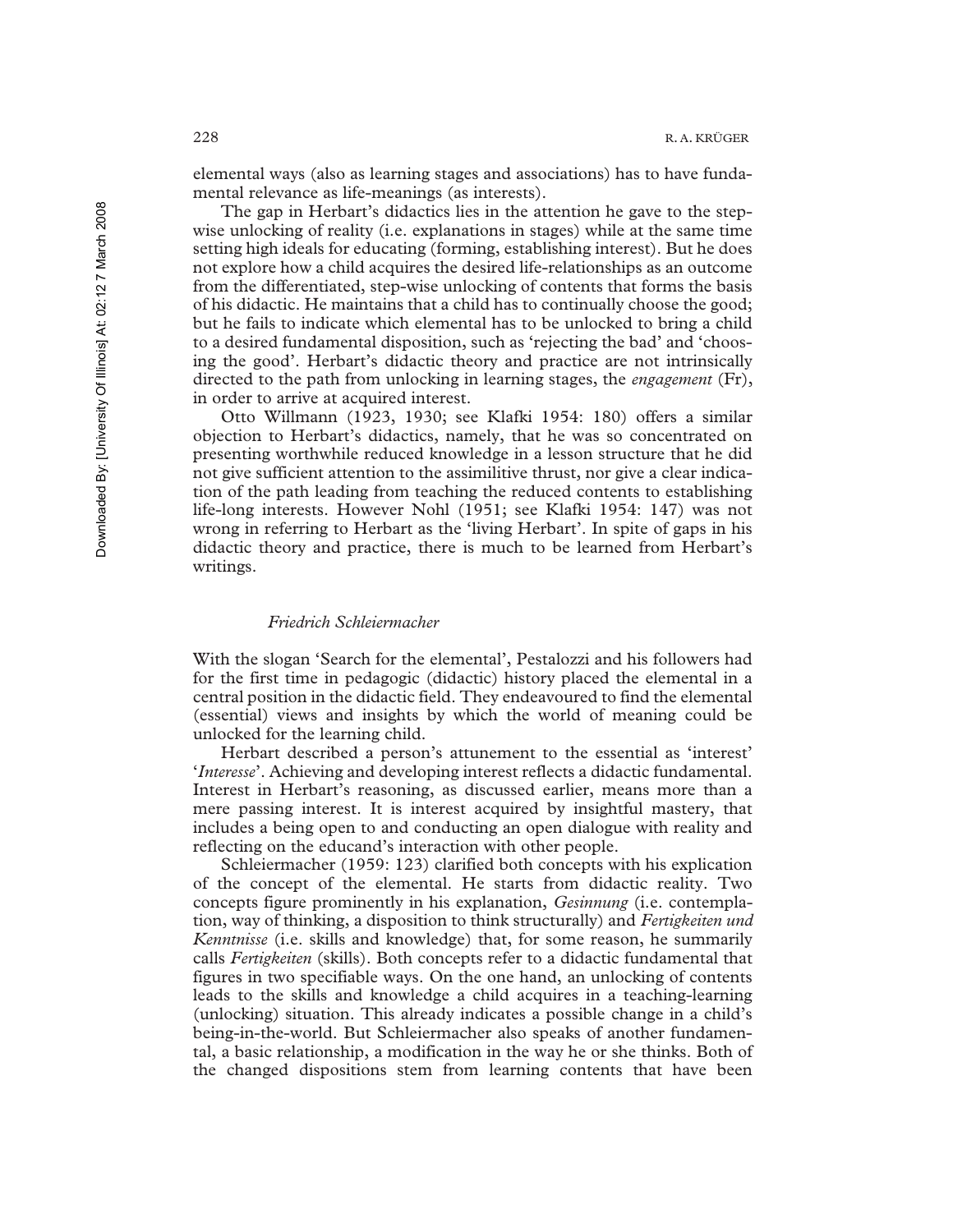elemental ways (also as learning stages and associations) has to have fundamental relevance as life-meanings (as interests).

The gap in Herbart's didactics lies in the attention he gave to the stepwise unlocking of reality (i.e. explanations in stages) while at the same time setting high ideals for educating (forming, establishing interest). But he does not explore how a child acquires the desired life-relationships as an outcome from the differentiated, step-wise unlocking of contents that forms the basis of his didactic. He maintains that a child has to continually choose the good; but he fails to indicate which elemental has to be unlocked to bring a child to a desired fundamental disposition, such as 'rejecting the bad' and 'choosing the good'. Herbart's didactic theory and practice are not intrinsically directed to the path from unlocking in learning stages, the *engagement* (Fr), in order to arrive at acquired interest.

Otto Willmann (1923, 1930; see Klafki 1954: 180) offers a similar objection to Herbart's didactics, namely, that he was so concentrated on presenting worthwhile reduced knowledge in a lesson structure that he did not give sufficient attention to the assimilitive thrust, nor give a clear indication of the path leading from teaching the reduced contents to establishing life-long interests. However Nohl (1951; see Klafki 1954: 147) was not wrong in referring to Herbart as the 'living Herbart'. In spite of gaps in his didactic theory and practice, there is much to be learned from Herbart's writings.

### *Friedrich Schleiermacher*

With the slogan 'Search for the elemental', Pestalozzi and his followers had for the first time in pedagogic (didactic) history placed the elemental in a central position in the didactic field. They endeavoured to find the elemental (essential) views and insights by which the world of meaning could be unlocked for the learning child.

Herbart described a person's attunement to the essential as 'interest' '*Interesse*'. Achieving and developing interest reflects a didactic fundamental. Interest in Herbart's reasoning, as discussed earlier, means more than a mere passing interest. It is interest acquired by insightful mastery, that includes a being open to and conducting an open dialogue with reality and reflecting on the educand's interaction with other people.

Schleiermacher (1959: 123) clarified both concepts with his explication of the concept of the elemental. He starts from didactic reality. Two concepts figure prominently in his explanation, *Gesinnung* (i.e. contemplation, way of thinking, a disposition to think structurally) and *Fertigkeiten und Kenntnisse* (i.e. skills and knowledge) that, for some reason, he summarily calls *Fertigkeiten* (skills). Both concepts refer to a didactic fundamental that figures in two specifiable ways. On the one hand, an unlocking of contents leads to the skills and knowledge a child acquires in a teaching-learning (unlocking) situation. This already indicates a possible change in a child's being-in-the-world. But Schleiermacher also speaks of another fundamental, a basic relationship, a modification in the way he or she thinks. Both of the changed dispositions stem from learning contents that have been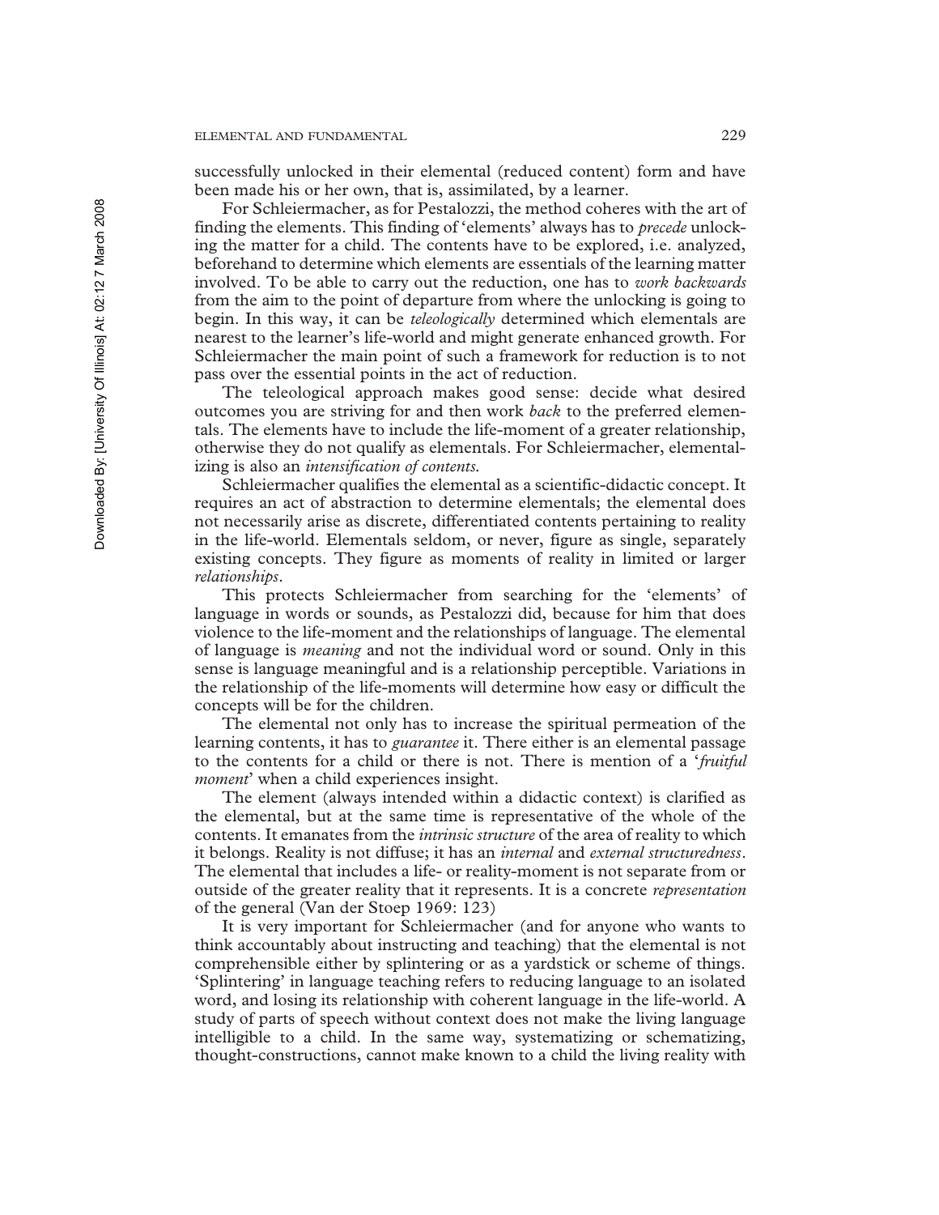successfully unlocked in their elemental (reduced content) form and have been made his or her own, that is, assimilated, by a learner.

For Schleiermacher, as for Pestalozzi, the method coheres with the art of finding the elements. This finding of 'elements' always has to *precede* unlocking the matter for a child. The contents have to be explored, i.e. analyzed, beforehand to determine which elements are essentials of the learning matter involved. To be able to carry out the reduction, one has to *work backwards* from the aim to the point of departure from where the unlocking is going to begin. In this way, it can be *teleologically* determined which elementals are nearest to the learner's life-world and might generate enhanced growth. For Schleiermacher the main point of such a framework for reduction is to not pass over the essential points in the act of reduction.

The teleological approach makes good sense: decide what desired outcomes you are striving for and then work *back* to the preferred elementals. The elements have to include the life-moment of a greater relationship, otherwise they do not qualify as elementals. For Schleiermacher, elementalizing is also an *intensification of contents*.

Schleiermacher qualifies the elemental as a scientific-didactic concept. It requires an act of abstraction to determine elementals; the elemental does not necessarily arise as discrete, differentiated contents pertaining to reality in the life-world. Elementals seldom, or never, figure as single, separately existing concepts. They figure as moments of reality in limited or larger *relationships*.

This protects Schleiermacher from searching for the 'elements' of language in words or sounds, as Pestalozzi did, because for him that does violence to the life-moment and the relationships of language. The elemental of language is *meaning* and not the individual word or sound. Only in this sense is language meaningful and is a relationship perceptible. Variations in the relationship of the life-moments will determine how easy or difficult the concepts will be for the children.

The elemental not only has to increase the spiritual permeation of the learning contents, it has to *guarantee* it. There either is an elemental passage to the contents for a child or there is not. There is mention of a '*fruitful moment*' when a child experiences insight.

The element (always intended within a didactic context) is clarified as the elemental, but at the same time is representative of the whole of the contents. It emanates from the *intrinsic structure* of the area of reality to which it belongs. Reality is not diffuse; it has an *internal* and *external structuredness*. The elemental that includes a life- or reality-moment is not separate from or outside of the greater reality that it represents. It is a concrete *representation* of the general (Van der Stoep 1969: 123)

It is very important for Schleiermacher (and for anyone who wants to think accountably about instructing and teaching) that the elemental is not comprehensible either by splintering or as a yardstick or scheme of things. 'Splintering' in language teaching refers to reducing language to an isolated word, and losing its relationship with coherent language in the life-world. A study of parts of speech without context does not make the living language intelligible to a child. In the same way, systematizing or schematizing, thought-constructions, cannot make known to a child the living reality with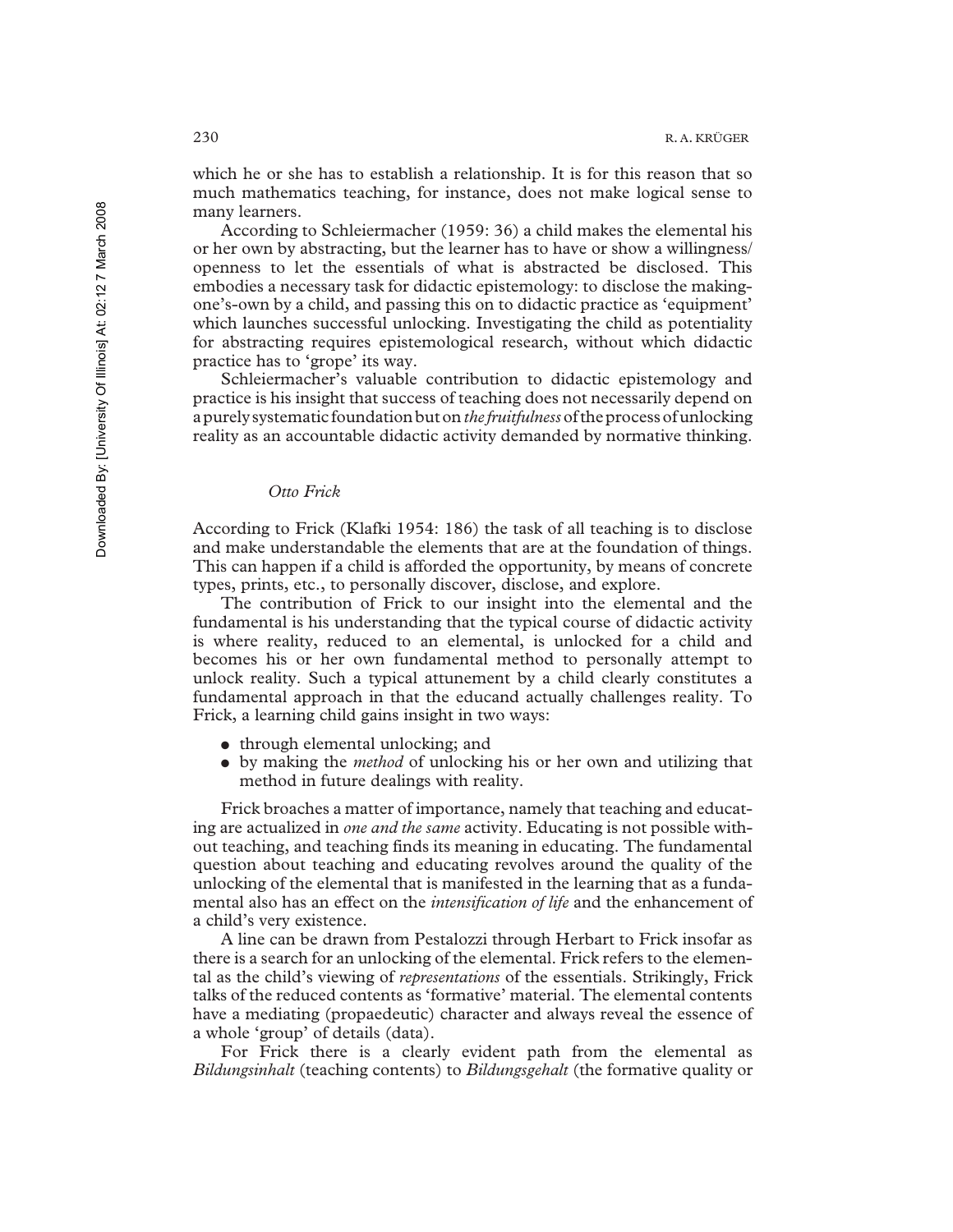which he or she has to establish a relationship. It is for this reason that so much mathematics teaching, for instance, does not make logical sense to many learners.

According to Schleiermacher (1959: 36) a child makes the elemental his or her own by abstracting, but the learner has to have or show a willingness/openness to let the essentials of what is abstracted be disclosed. This embodies a necessary task for didactic epistemology: to disclose the making-one's-own by a child, and passing this on to didactic practice as 'equipment' which launches successful unlocking. Investigating the child as potentiality for abstracting requires epistemological research, without which didactic practice has to 'grope' its way.

Schleiermacher's valuable contribution to didactic epistemology and practice is his insight that success of teaching does not necessarily depend on a purely systematic foundation but on *the fruitfulness* of the process of unlocking reality as an accountable didactic activity demanded by normative thinking.

### *Otto Frick*

According to Frick (Klafki 1954: 186) the task of all teaching is to disclose and make understandable the elements that are at the foundation of things. This can happen if a child is afforded the opportunity, by means of concrete types, prints, etc., to personally discover, disclose, and explore.

The contribution of Frick to our insight into the elemental and the fundamental is his understanding that the typical course of didactic activity is where reality, reduced to an elemental, is unlocked for a child and becomes his or her own fundamental method to personally attempt to unlock reality. Such a typical attunement by a child clearly constitutes a fundamental approach in that the educand actually challenges reality. To Frick, a learning child gains insight in two ways:

- through elemental unlocking; and
- by making the *method* of unlocking his or her own and utilizing that method in future dealings with reality.

Frick broaches a matter of importance, namely that teaching and educating are actualized in *one and the same* activity. Educating is not possible without teaching, and teaching finds its meaning in educating. The fundamental question about teaching and educating revolves around the quality of the unlocking of the elemental that is manifested in the learning that as a fundamental also has an effect on the *intensification of life* and the enhancement of a child's very existence.

A line can be drawn from Pestalozzi through Herbart to Frick insofar as there is a search for an unlocking of the elemental. Frick refers to the elemental as the child's viewing of *representations* of the essentials. Strikingly, Frick talks of the reduced contents as 'formative' material. The elemental contents have a mediating (propaedeutic) character and always reveal the essence of a whole 'group' of details (data).

For Frick there is a clearly evident path from the elemental as *Bildungsinhalt* (teaching contents) to *Bildungsgehalt* (the formative quality or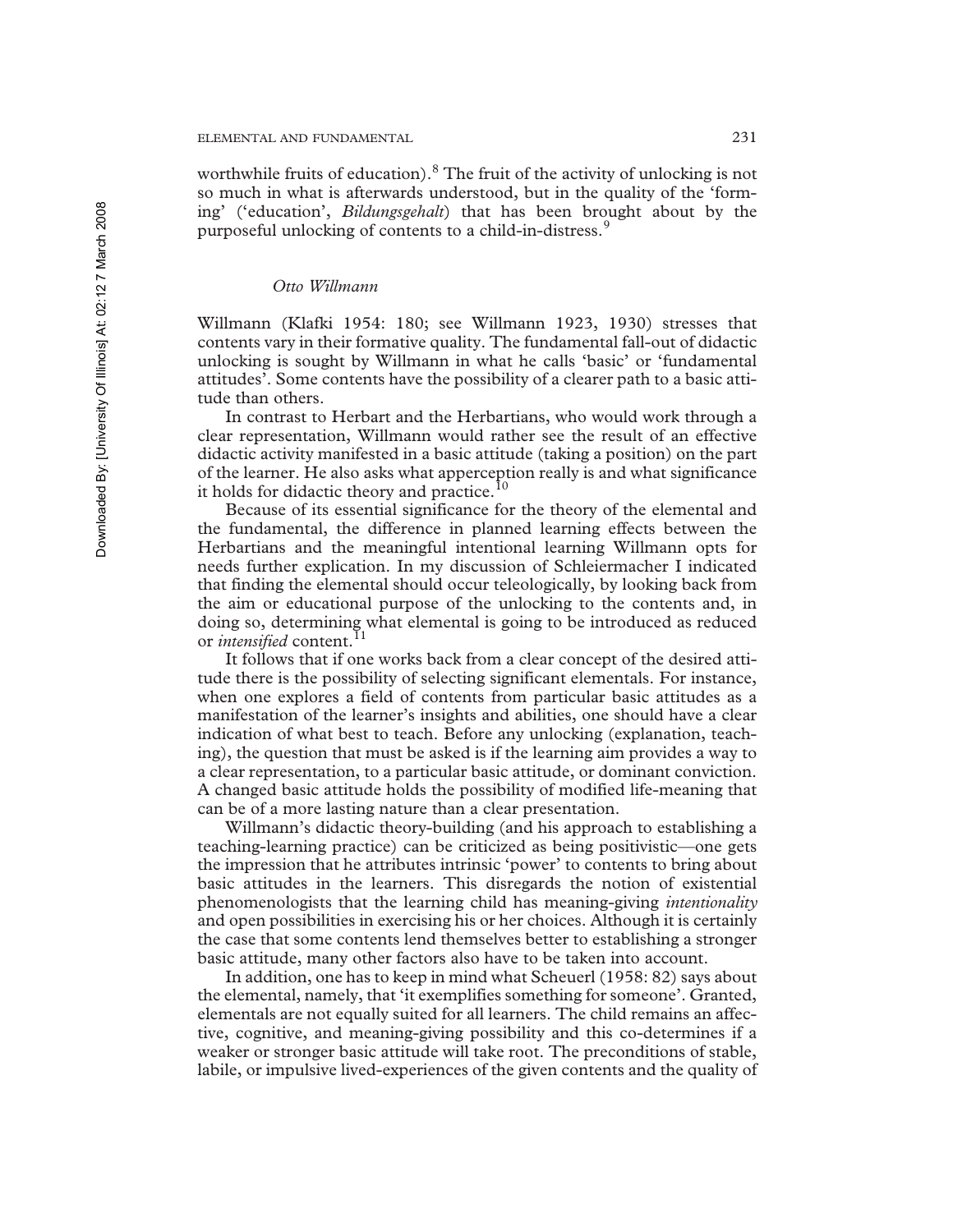worthwhile fruits of education).[8] The fruit of the activity of unlocking is not so much in what is afterwards understood, but in the quality of the 'forming' ('education', *Bildungsgehalt*) that has been brought about by the purposeful unlocking of contents to a child-in-distress.[9]

### *Otto Willmann*

Willmann (Klafki 1954: 180; see Willmann 1923, 1930) stresses that contents vary in their formative quality. The fundamental fall-out of didactic unlocking is sought by Willmann in what he calls 'basic' or 'fundamental attitudes'. Some contents have the possibility of a clearer path to a basic attitude than others.

In contrast to Herbart and the Herbartians, who would work through a clear representation, Willmann would rather see the result of an effective didactic activity manifested in a basic attitude (taking a position) on the part of the learner. He also asks what apperception really is and what significance it holds for didactic theory and practice.[10]

Because of its essential significance for the theory of the elemental and the fundamental, the difference in planned learning effects between the Herbartians and the meaningful intentional learning Willmann opts for needs further explication. In my discussion of Schleiermacher I indicated that finding the elemental should occur teleologically, by looking back from the aim or educational purpose of the unlocking to the contents and, in doing so, determining what elemental is going to be introduced as reduced or *intensified* content.[11]

It follows that if one works back from a clear concept of the desired attitude there is the possibility of selecting significant elementals. For instance, when one explores a field of contents from particular basic attitudes as a manifestation of the learner's insights and abilities, one should have a clear indication of what best to teach. Before any unlocking (explanation, teaching), the question that must be asked is if the learning aim provides a way to a clear representation, to a particular basic attitude, or dominant conviction. A changed basic attitude holds the possibility of modified life-meaning that can be of a more lasting nature than a clear presentation.

Willmann's didactic theory-building (and his approach to establishing a teaching-learning practice) can be criticized as being positivistic—one gets the impression that he attributes intrinsic 'power' to contents to bring about basic attitudes in the learners. This disregards the notion of existential phenomenologists that the learning child has meaning-giving *intentionality* and open possibilities in exercising his or her choices. Although it is certainly the case that some contents lend themselves better to establishing a stronger basic attitude, many other factors also have to be taken into account.

In addition, one has to keep in mind what Scheuerl (1958: 82) says about the elemental, namely, that 'it exemplifies something for someone'. Granted, elementals are not equally suited for all learners. The child remains an affective, cognitive, and meaning-giving possibility and this co-determines if a weaker or stronger basic attitude will take root. The preconditions of stable, labile, or impulsive lived-experiences of the given contents and the quality of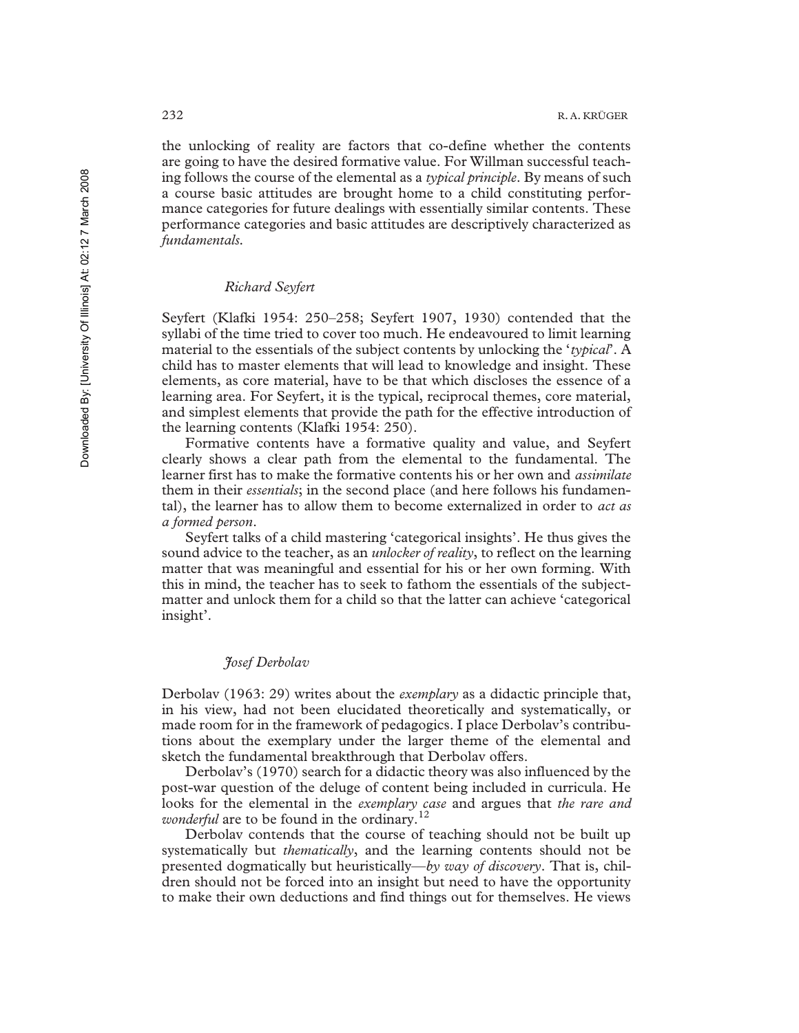the unlocking of reality are factors that co-define whether the contents are going to have the desired formative value. For Willman successful teaching follows the course of the elemental as a *typical principle*. By means of such a course basic attitudes are brought home to a child constituting performance categories for future dealings with essentially similar contents. These performance categories and basic attitudes are descriptively characterized as *fundamentals*.

### *Richard Seyfert*

Seyfert (Klafki 1954: 250–258; Seyfert 1907, 1930) contended that the syllabi of the time tried to cover too much. He endeavoured to limit learning material to the essentials of the subject contents by unlocking the '*typical*'. A child has to master elements that will lead to knowledge and insight. These elements, as core material, have to be that which discloses the essence of a learning area. For Seyfert, it is the typical, reciprocal themes, core material, and simplest elements that provide the path for the effective introduction of the learning contents (Klafki 1954: 250).

Formative contents have a formative quality and value, and Seyfert clearly shows a clear path from the elemental to the fundamental. The learner first has to make the formative contents his or her own and *assimilate* them in their *essentials*; in the second place (and here follows his fundamental), the learner has to allow them to become externalized in order to *act as a formed person*.

Seyfert talks of a child mastering 'categorical insights'. He thus gives the sound advice to the teacher, as an *unlocker of reality*, to reflect on the learning matter that was meaningful and essential for his or her own forming. With this in mind, the teacher has to seek to fathom the essentials of the subject-matter and unlock them for a child so that the latter can achieve 'categorical insight'.

### *Josef Derbolav*

Derbolav (1963: 29) writes about the *exemplary* as a didactic principle that, in his view, had not been elucidated theoretically and systematically, or made room for in the framework of pedagogics. I place Derbolav's contributions about the exemplary under the larger theme of the elemental and sketch the fundamental breakthrough that Derbolav offers.

Derbolav's (1970) search for a didactic theory was also influenced by the post-war question of the deluge of content being included in curricula. He looks for the elemental in the *exemplary case* and argues that *the rare and wonderful* are to be found in the ordinary.[12]

Derbolav contends that the course of teaching should not be built up systematically but *thematically*, and the learning contents should not be presented dogmatically but heuristically—*by way of discovery*. That is, children should not be forced into an insight but need to have the opportunity to make their own deductions and find things out for themselves. He views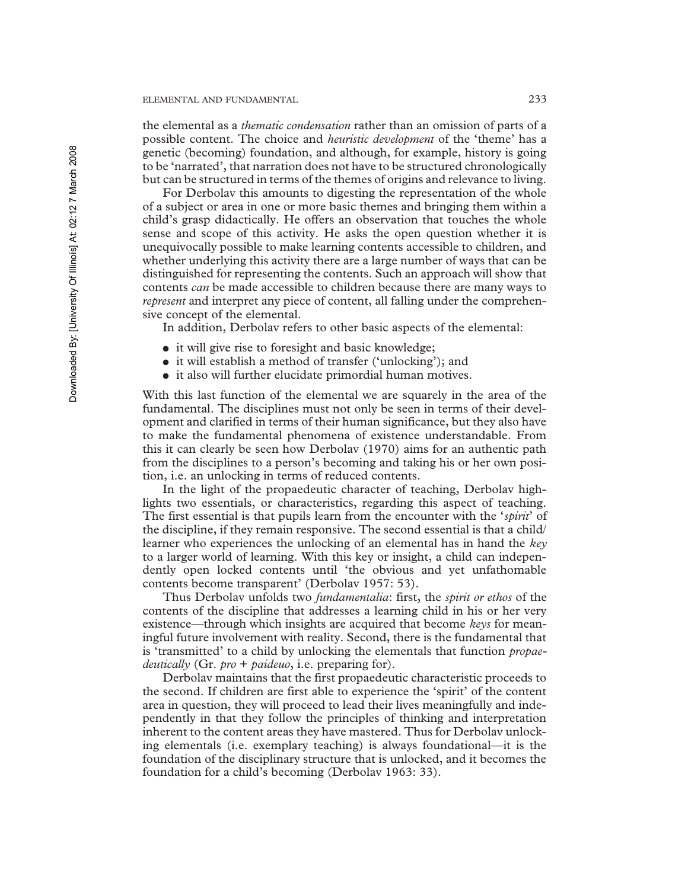the elemental as a *thematic condensation* rather than an omission of parts of a possible content. The choice and *heuristic development* of the 'theme' has a genetic (becoming) foundation, and although, for example, history is going to be 'narrated', that narration does not have to be structured chronologically but can be structured in terms of the themes of origins and relevance to living.

For Derbolav this amounts to digesting the representation of the whole of a subject or area in one or more basic themes and bringing them within a child's grasp didactically. He offers an observation that touches the whole sense and scope of this activity. He asks the open question whether it is unequivocally possible to make learning contents accessible to children, and whether underlying this activity there are a large number of ways that can be distinguished for representing the contents. Such an approach will show that contents *can* be made accessible to children because there are many ways to *represent* and interpret any piece of content, all falling under the comprehensive concept of the elemental.

In addition, Derbolav refers to other basic aspects of the elemental:

- it will give rise to foresight and basic knowledge;
- it will establish a method of transfer ('unlocking'); and
- it also will further elucidate primordial human motives.

With this last function of the elemental we are squarely in the area of the fundamental. The disciplines must not only be seen in terms of their development and clarified in terms of their human significance, but they also have to make the fundamental phenomena of existence understandable. From this it can clearly be seen how Derbolav (1970) aims for an authentic path from the disciplines to a person's becoming and taking his or her own position, i.e. an unlocking in terms of reduced contents.

In the light of the propaedeutic character of teaching, Derbolav highlights two essentials, or characteristics, regarding this aspect of teaching. The first essential is that pupils learn from the encounter with the '*spirit*' of the discipline, if they remain responsive. The second essential is that a child/learner who experiences the unlocking of an elemental has in hand the *key* to a larger world of learning. With this key or insight, a child can independently open locked contents until 'the obvious and yet unfathomable contents become transparent' (Derbolav 1957: 53).

Thus Derbolav unfolds two *fundamentalia*: first, the *spirit or ethos* of the contents of the discipline that addresses a learning child in his or her very existence—through which insights are acquired that become *keys* for meaningful future involvement with reality. Second, there is the fundamental that is 'transmitted' to a child by unlocking the elementals that function *propaedeutically* (Gr. *pro* + *paideuo*, i.e. preparing for).

Derbolav maintains that the first propaedeutic characteristic proceeds to the second. If children are first able to experience the 'spirit' of the content area in question, they will proceed to lead their lives meaningfully and independently in that they follow the principles of thinking and interpretation inherent to the content areas they have mastered. Thus for Derbolav unlocking elementals (i.e. exemplary teaching) is always foundational—it is the foundation of the disciplinary structure that is unlocked, and it becomes the foundation for a child's becoming (Derbolav 1963: 33).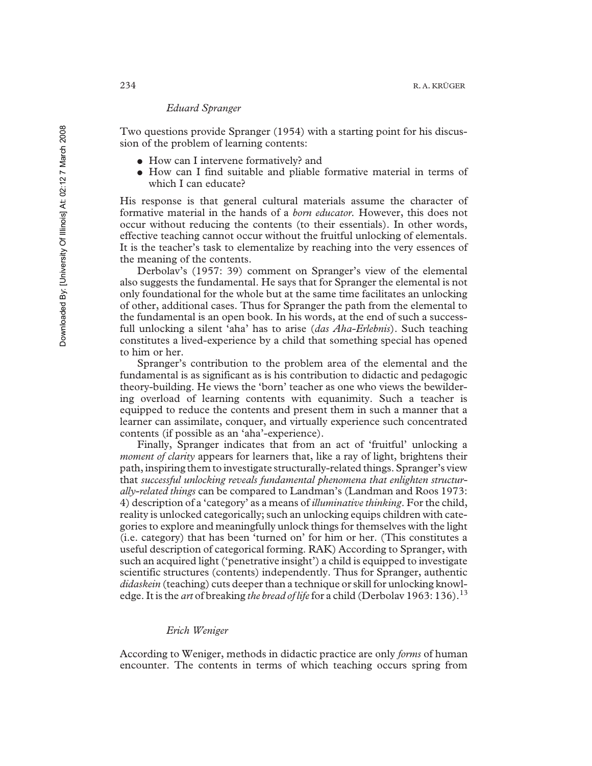### *Eduard Spranger*

Two questions provide Spranger (1954) with a starting point for his discussion of the problem of learning contents:

- How can I intervene formatively? and
- How can I find suitable and pliable formative material in terms of which I can educate?

His response is that general cultural materials assume the character of formative material in the hands of a *born educator*. However, this does not occur without reducing the contents (to their essentials). In other words, effective teaching cannot occur without the fruitful unlocking of elementals. It is the teacher's task to elementalize by reaching into the very essences of the meaning of the contents.

Derbolav's (1957: 39) comment on Spranger's view of the elemental also suggests the fundamental. He says that for Spranger the elemental is not only foundational for the whole but at the same time facilitates an unlocking of other, additional cases. Thus for Spranger the path from the elemental to the fundamental is an open book. In his words, at the end of such a successfull unlocking a silent 'aha' has to arise (*das Aha-Erlebnis*). Such teaching constitutes a lived-experience by a child that something special has opened to him or her.

Spranger's contribution to the problem area of the elemental and the fundamental is as significant as is his contribution to didactic and pedagogic theory-building. He views the 'born' teacher as one who views the bewildering overload of learning contents with equanimity. Such a teacher is equipped to reduce the contents and present them in such a manner that a learner can assimilate, conquer, and virtually experience such concentrated contents (if possible as an 'aha'-experience).

Finally, Spranger indicates that from an act of 'fruitful' unlocking a *moment of clarity* appears for learners that, like a ray of light, brightens their path, inspiring them to investigate structurally-related things. Spranger's view that *successful unlocking reveals fundamental phenomena that enlighten structurally-related things* can be compared to Landman's (Landman and Roos 1973: 4) description of a 'category' as a means of *illuminative thinking*. For the child, reality is unlocked categorically; such an unlocking equips children with categories to explore and meaningfully unlock things for themselves with the light (i.e. category) that has been 'turned on' for him or her. (This constitutes a useful description of categorical forming. RAK) According to Spranger, with such an acquired light ('penetrative insight') a child is equipped to investigate scientific structures (contents) independently. Thus for Spranger, authentic *didaskein* (teaching) cuts deeper than a technique or skill for unlocking knowledge. It is the *art* of breaking *the bread of life* for a child (Derbolav 1963: 136).[13]

### *Erich Weniger*

According to Weniger, methods in didactic practice are only *forms* of human encounter. The contents in terms of which teaching occurs spring from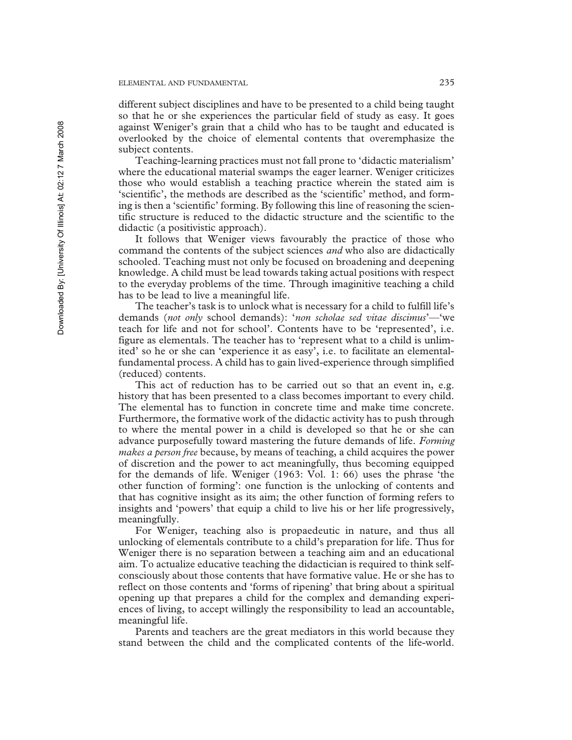different subject disciplines and have to be presented to a child being taught so that he or she experiences the particular field of study as easy. It goes against Weniger's grain that a child who has to be taught and educated is overlooked by the choice of elemental contents that overemphasize the subject contents.

Teaching-learning practices must not fall prone to 'didactic materialism' where the educational material swamps the eager learner. Weniger criticizes those who would establish a teaching practice wherein the stated aim is 'scientific', the methods are described as the 'scientific' method, and forming is then a 'scientific' forming. By following this line of reasoning the scientific structure is reduced to the didactic structure and the scientific to the didactic (a positivistic approach).

It follows that Weniger views favourably the practice of those who command the contents of the subject sciences *and* who also are didactically schooled. Teaching must not only be focused on broadening and deepening knowledge. A child must be lead towards taking actual positions with respect to the everyday problems of the time. Through imaginitive teaching a child has to be lead to live a meaningful life.

The teacher's task is to unlock what is necessary for a child to fulfill life's demands (*not only* school demands): '*non scholae sed vitae discimus*'—'we teach for life and not for school'. Contents have to be 'represented', i.e. figure as elementals. The teacher has to 'represent what to a child is unlimited' so he or she can 'experience it as easy', i.e. to facilitate an elemental-fundamental process. A child has to gain lived-experience through simplified (reduced) contents.

This act of reduction has to be carried out so that an event in, e.g. history that has been presented to a class becomes important to every child. The elemental has to function in concrete time and make time concrete. Furthermore, the formative work of the didactic activity has to push through to where the mental power in a child is developed so that he or she can advance purposefully toward mastering the future demands of life. *Forming makes a person free* because, by means of teaching, a child acquires the power of discretion and the power to act meaningfully, thus becoming equipped for the demands of life. Weniger (1963: Vol. 1: 66) uses the phrase 'the other function of forming': one function is the unlocking of contents and that has cognitive insight as its aim; the other function of forming refers to insights and 'powers' that equip a child to live his or her life progressively, meaningfully.

For Weniger, teaching also is propaedeutic in nature, and thus all unlocking of elementals contribute to a child's preparation for life. Thus for Weniger there is no separation between a teaching aim and an educational aim. To actualize educative teaching the didactician is required to think self-consciously about those contents that have formative value. He or she has to reflect on those contents and 'forms of ripening' that bring about a spiritual opening up that prepares a child for the complex and demanding experiences of living, to accept willingly the responsibility to lead an accountable, meaningful life.

Parents and teachers are the great mediators in this world because they stand between the child and the complicated contents of the life-world.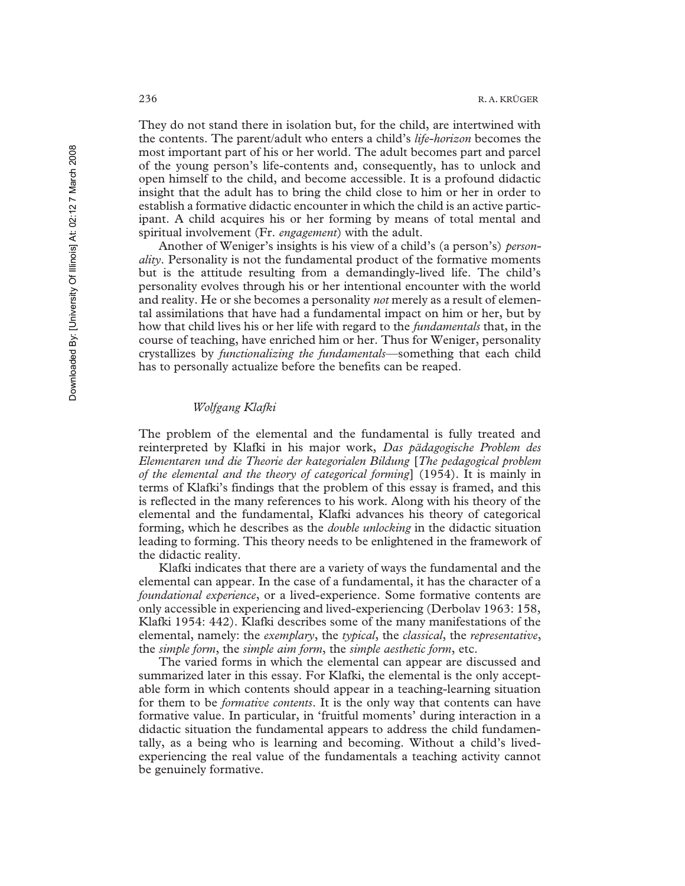They do not stand there in isolation but, for the child, are intertwined with the contents. The parent/adult who enters a child's *life-horizon* becomes the most important part of his or her world. The adult becomes part and parcel of the young person's life-contents and, consequently, has to unlock and open himself to the child, and become accessible. It is a profound didactic insight that the adult has to bring the child close to him or her in order to establish a formative didactic encounter in which the child is an active participant. A child acquires his or her forming by means of total mental and spiritual involvement (Fr. *engagement*) with the adult.

Another of Weniger's insights is his view of a child's (a person's) *personality*. Personality is not the fundamental product of the formative moments but is the attitude resulting from a demandingly-lived life. The child's personality evolves through his or her intentional encounter with the world and reality. He or she becomes a personality *not* merely as a result of elemental assimilations that have had a fundamental impact on him or her, but by how that child lives his or her life with regard to the *fundamentals* that, in the course of teaching, have enriched him or her. Thus for Weniger, personality crystallizes by *functionalizing the fundamentals*—something that each child has to personally actualize before the benefits can be reaped.

### *Wolfgang Klafki*

The problem of the elemental and the fundamental is fully treated and reinterpreted by Klafki in his major work, *Das pädagogische Problem des Elementaren und die Theorie der kategorialen Bildung* [*The pedagogical problem of the elemental and the theory of categorical forming*] (1954). It is mainly in terms of Klafki's findings that the problem of this essay is framed, and this is reflected in the many references to his work. Along with his theory of the elemental and the fundamental, Klafki advances his theory of categorical forming, which he describes as the *double unlocking* in the didactic situation leading to forming. This theory needs to be enlightened in the framework of the didactic reality.

Klafki indicates that there are a variety of ways the fundamental and the elemental can appear. In the case of a fundamental, it has the character of a *foundational experience*, or a lived-experience. Some formative contents are only accessible in experiencing and lived-experiencing (Derbolav 1963: 158, Klafki 1954: 442). Klafki describes some of the many manifestations of the elemental, namely: the *exemplary*, the *typical*, the *classical*, the *representative*, the *simple form*, the *simple aim form*, the *simple aesthetic form*, etc.

The varied forms in which the elemental can appear are discussed and summarized later in this essay. For Klafki, the elemental is the only acceptable form in which contents should appear in a teaching-learning situation for them to be *formative contents*. It is the only way that contents can have formative value. In particular, in 'fruitful moments' during interaction in a didactic situation the fundamental appears to address the child fundamentally, as a being who is learning and becoming. Without a child's lived-experiencing the real value of the fundamentals a teaching activity cannot be genuinely formative.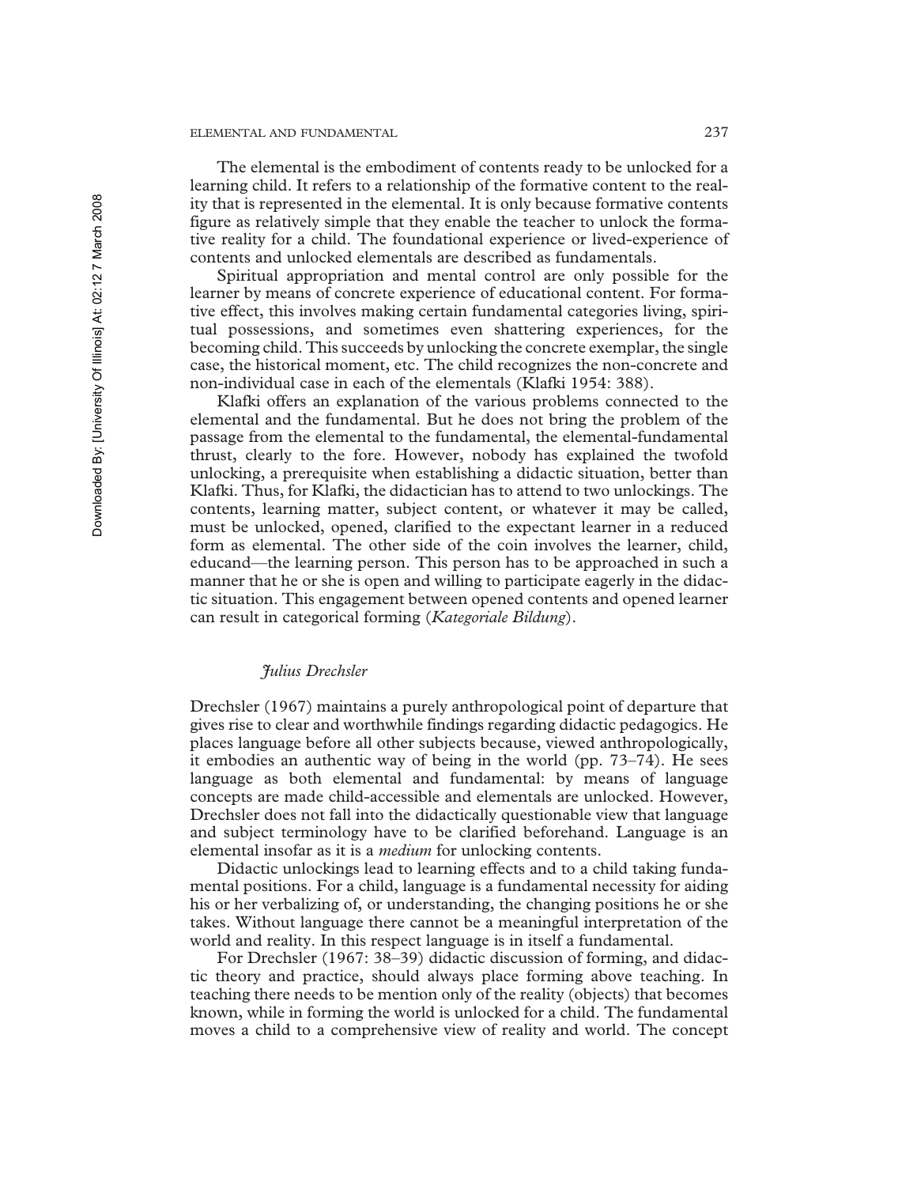The elemental is the embodiment of contents ready to be unlocked for a learning child. It refers to a relationship of the formative content to the reality that is represented in the elemental. It is only because formative contents figure as relatively simple that they enable the teacher to unlock the formative reality for a child. The foundational experience or lived-experience of contents and unlocked elementals are described as fundamentals.

Spiritual appropriation and mental control are only possible for the learner by means of concrete experience of educational content. For formative effect, this involves making certain fundamental categories living, spiritual possessions, and sometimes even shattering experiences, for the becoming child. This succeeds by unlocking the concrete exemplar, the single case, the historical moment, etc. The child recognizes the non-concrete and non-individual case in each of the elementals (Klafki 1954: 388).

Klafki offers an explanation of the various problems connected to the elemental and the fundamental. But he does not bring the problem of the passage from the elemental to the fundamental, the elemental-fundamental thrust, clearly to the fore. However, nobody has explained the twofold unlocking, a prerequisite when establishing a didactic situation, better than Klafki. Thus, for Klafki, the didactician has to attend to two unlockings. The contents, learning matter, subject content, or whatever it may be called, must be unlocked, opened, clarified to the expectant learner in a reduced form as elemental. The other side of the coin involves the learner, child, educand—the learning person. This person has to be approached in such a manner that he or she is open and willing to participate eagerly in the didactic situation. This engagement between opened contents and opened learner can result in categorical forming (*Kategoriale Bildung*).

### *Julius Drechsler*

Drechsler (1967) maintains a purely anthropological point of departure that gives rise to clear and worthwhile findings regarding didactic pedagogics. He places language before all other subjects because, viewed anthropologically, it embodies an authentic way of being in the world (pp. 73–74). He sees language as both elemental and fundamental: by means of language concepts are made child-accessible and elementals are unlocked. However, Drechsler does not fall into the didactically questionable view that language and subject terminology have to be clarified beforehand. Language is an elemental insofar as it is a *medium* for unlocking contents.

Didactic unlockings lead to learning effects and to a child taking fundamental positions. For a child, language is a fundamental necessity for aiding his or her verbalizing of, or understanding, the changing positions he or she takes. Without language there cannot be a meaningful interpretation of the world and reality. In this respect language is in itself a fundamental.

For Drechsler (1967: 38–39) didactic discussion of forming, and didactic theory and practice, should always place forming above teaching. In teaching there needs to be mention only of the reality (objects) that becomes known, while in forming the world is unlocked for a child. The fundamental moves a child to a comprehensive view of reality and world. The concept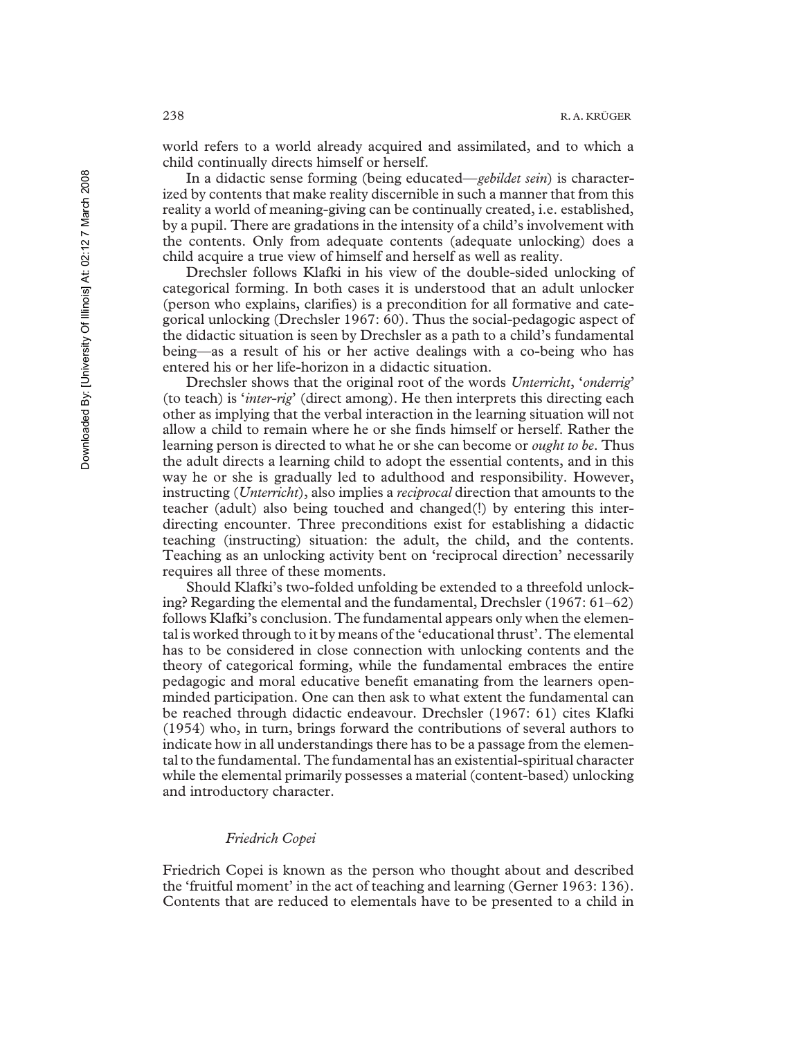world refers to a world already acquired and assimilated, and to which a child continually directs himself or herself.

In a didactic sense forming (being educated—*gebildet sein*) is characterized by contents that make reality discernible in such a manner that from this reality a world of meaning-giving can be continually created, i.e. established, by a pupil. There are gradations in the intensity of a child's involvement with the contents. Only from adequate contents (adequate unlocking) does a child acquire a true view of himself and herself as well as reality.

Drechsler follows Klafki in his view of the double-sided unlocking of categorical forming. In both cases it is understood that an adult unlocker (person who explains, clarifies) is a precondition for all formative and categorical unlocking (Drechsler 1967: 60). Thus the social-pedagogic aspect of the didactic situation is seen by Drechsler as a path to a child's fundamental being—as a result of his or her active dealings with a co-being who has entered his or her life-horizon in a didactic situation.

Drechsler shows that the original root of the words *Unterricht*, '*onderrig*' (to teach) is '*inter-rig*' (direct among). He then interprets this directing each other as implying that the verbal interaction in the learning situation will not allow a child to remain where he or she finds himself or herself. Rather the learning person is directed to what he or she can become or *ought to be*. Thus the adult directs a learning child to adopt the essential contents, and in this way he or she is gradually led to adulthood and responsibility. However, instructing (*Unterricht*), also implies a *reciprocal* direction that amounts to the teacher (adult) also being touched and changed(!) by entering this inter-directing encounter. Three preconditions exist for establishing a didactic teaching (instructing) situation: the adult, the child, and the contents. Teaching as an unlocking activity bent on 'reciprocal direction' necessarily requires all three of these moments.

Should Klafki's two-folded unfolding be extended to a threefold unlocking? Regarding the elemental and the fundamental, Drechsler (1967: 61–62) follows Klafki's conclusion. The fundamental appears only when the elemental is worked through to it by means of the 'educational thrust'. The elemental has to be considered in close connection with unlocking contents and the theory of categorical forming, while the fundamental embraces the entire pedagogic and moral educative benefit emanating from the learners open-minded participation. One can then ask to what extent the fundamental can be reached through didactic endeavour. Drechsler (1967: 61) cites Klafki (1954) who, in turn, brings forward the contributions of several authors to indicate how in all understandings there has to be a passage from the elemental to the fundamental. The fundamental has an existential-spiritual character while the elemental primarily possesses a material (content-based) unlocking and introductory character.

### *Friedrich Copei*

Friedrich Copei is known as the person who thought about and described the 'fruitful moment' in the act of teaching and learning (Gerner 1963: 136). Contents that are reduced to elementals have to be presented to a child in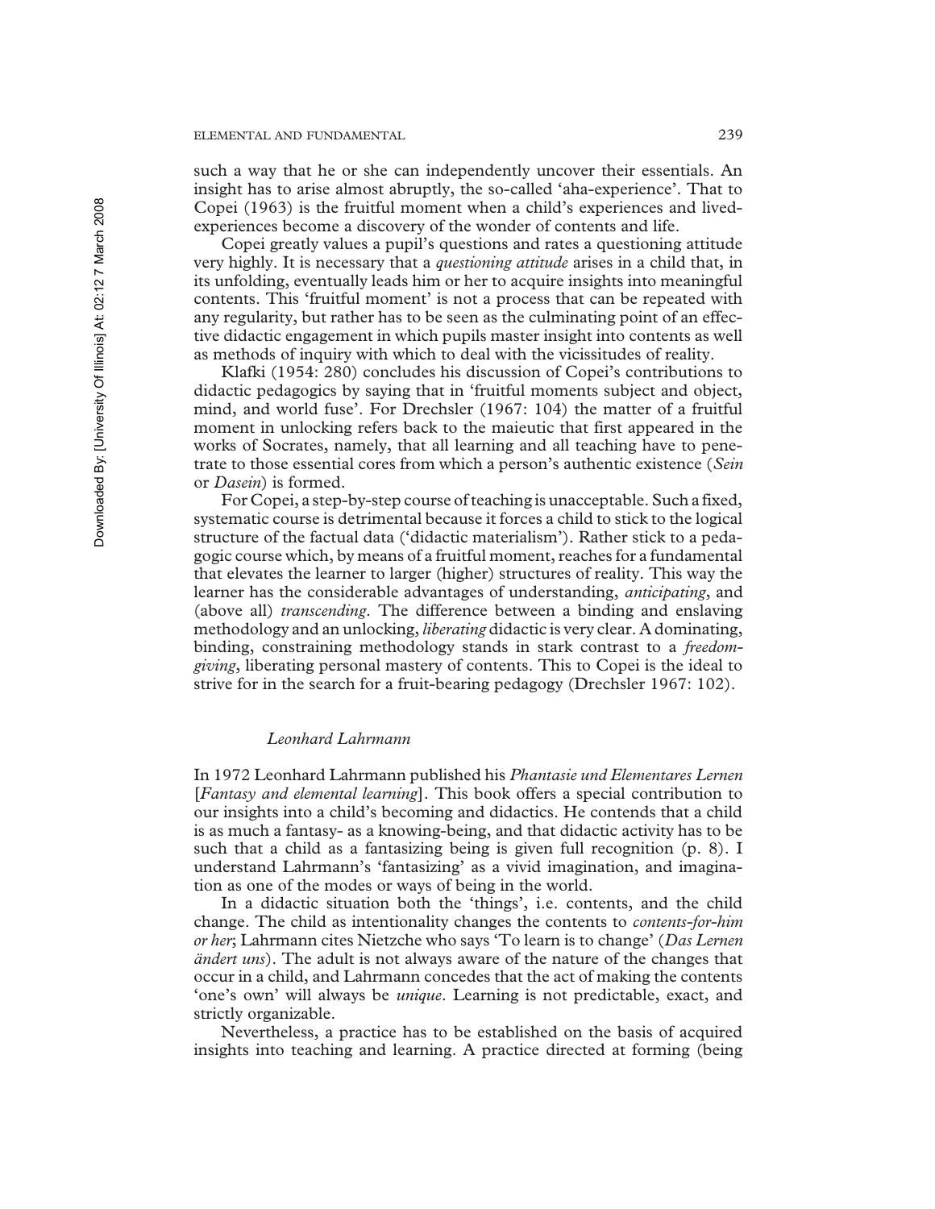such a way that he or she can independently uncover their essentials. An insight has to arise almost abruptly, the so-called 'aha-experience'. That to Copei (1963) is the fruitful moment when a child's experiences and lived-experiences become a discovery of the wonder of contents and life.

Copei greatly values a pupil's questions and rates a questioning attitude very highly. It is necessary that a *questioning attitude* arises in a child that, in its unfolding, eventually leads him or her to acquire insights into meaningful contents. This 'fruitful moment' is not a process that can be repeated with any regularity, but rather has to be seen as the culminating point of an effective didactic engagement in which pupils master insight into contents as well as methods of inquiry with which to deal with the vicissitudes of reality.

Klafki (1954: 280) concludes his discussion of Copei's contributions to didactic pedagogics by saying that in 'fruitful moments subject and object, mind, and world fuse'. For Drechsler (1967: 104) the matter of a fruitful moment in unlocking refers back to the maieutic that first appeared in the works of Socrates, namely, that all learning and all teaching have to penetrate to those essential cores from which a person's authentic existence (*Sein* or *Dasein*) is formed.

For Copei, a step-by-step course of teaching is unacceptable. Such a fixed, systematic course is detrimental because it forces a child to stick to the logical structure of the factual data ('didactic materialism'). Rather stick to a pedagogic course which, by means of a fruitful moment, reaches for a fundamental that elevates the learner to larger (higher) structures of reality. This way the learner has the considerable advantages of understanding, *anticipating*, and (above all) *transcending*. The difference between a binding and enslaving methodology and an unlocking, *liberating* didactic is very clear. A dominating, binding, constraining methodology stands in stark contrast to a *freedom-giving*, liberating personal mastery of contents. This to Copei is the ideal to strive for in the search for a fruit-bearing pedagogy (Drechsler 1967: 102).

### *Leonhard Lahrmann*

In 1972 Leonhard Lahrmann published his *Phantasie und Elementares Lernen* [*Fantasy and elemental learning*]. This book offers a special contribution to our insights into a child's becoming and didactics. He contends that a child is as much a fantasy- as a knowing-being, and that didactic activity has to be such that a child as a fantasizing being is given full recognition (p. 8). I understand Lahrmann's 'fantasizing' as a vivid imagination, and imagination as one of the modes or ways of being in the world.

In a didactic situation both the 'things', i.e. contents, and the child change. The child as intentionality changes the contents to *contents-for-him or her*; Lahrmann cites Nietzche who says 'To learn is to change' (*Das Lernen ändert uns*). The adult is not always aware of the nature of the changes that occur in a child, and Lahrmann concedes that the act of making the contents 'one's own' will always be *unique*. Learning is not predictable, exact, and strictly organizable.

Nevertheless, a practice has to be established on the basis of acquired insights into teaching and learning. A practice directed at forming (being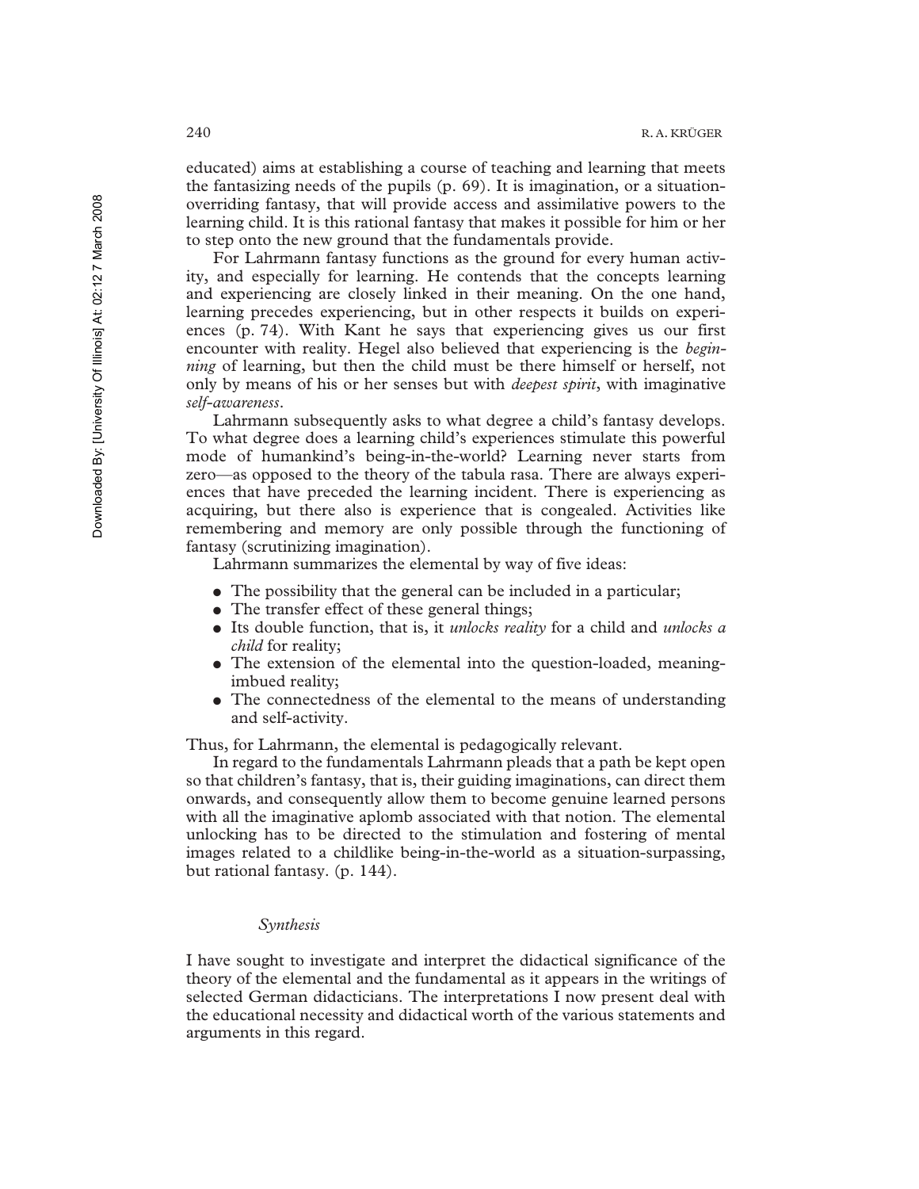educated) aims at establishing a course of teaching and learning that meets the fantasizing needs of the pupils (p. 69). It is imagination, or a situation-overriding fantasy, that will provide access and assimilative powers to the learning child. It is this rational fantasy that makes it possible for him or her to step onto the new ground that the fundamentals provide.

For Lahrmann fantasy functions as the ground for every human activity, and especially for learning. He contends that the concepts learning and experiencing are closely linked in their meaning. On the one hand, learning precedes experiencing, but in other respects it builds on experiences (p. 74). With Kant he says that experiencing gives us our first encounter with reality. Hegel also believed that experiencing is the *beginning* of learning, but then the child must be there himself or herself, not only by means of his or her senses but with *deepest spirit*, with imaginative *self-awareness*.

Lahrmann subsequently asks to what degree a child's fantasy develops. To what degree does a learning child's experiences stimulate this powerful mode of humankind's being-in-the-world? Learning never starts from zero—as opposed to the theory of the tabula rasa. There are always experiences that have preceded the learning incident. There is experiencing as acquiring, but there also is experience that is congealed. Activities like remembering and memory are only possible through the functioning of fantasy (scrutinizing imagination).

Lahrmann summarizes the elemental by way of five ideas:

- The possibility that the general can be included in a particular;
- The transfer effect of these general things;
- Its double function, that is, it *unlocks reality* for a child and *unlocks a child* for reality;
- The extension of the elemental into the question-loaded, meaning-imbued reality;
- The connectedness of the elemental to the means of understanding and self-activity.

Thus, for Lahrmann, the elemental is pedagogically relevant.

In regard to the fundamentals Lahrmann pleads that a path be kept open so that children's fantasy, that is, their guiding imaginations, can direct them onwards, and consequently allow them to become genuine learned persons with all the imaginative aplomb associated with that notion. The elemental unlocking has to be directed to the stimulation and fostering of mental images related to a childlike being-in-the-world as a situation-surpassing, but rational fantasy. (p. 144).

### *Synthesis*

I have sought to investigate and interpret the didactical significance of the theory of the elemental and the fundamental as it appears in the writings of selected German didacticians. The interpretations I now present deal with the educational necessity and didactical worth of the various statements and arguments in this regard.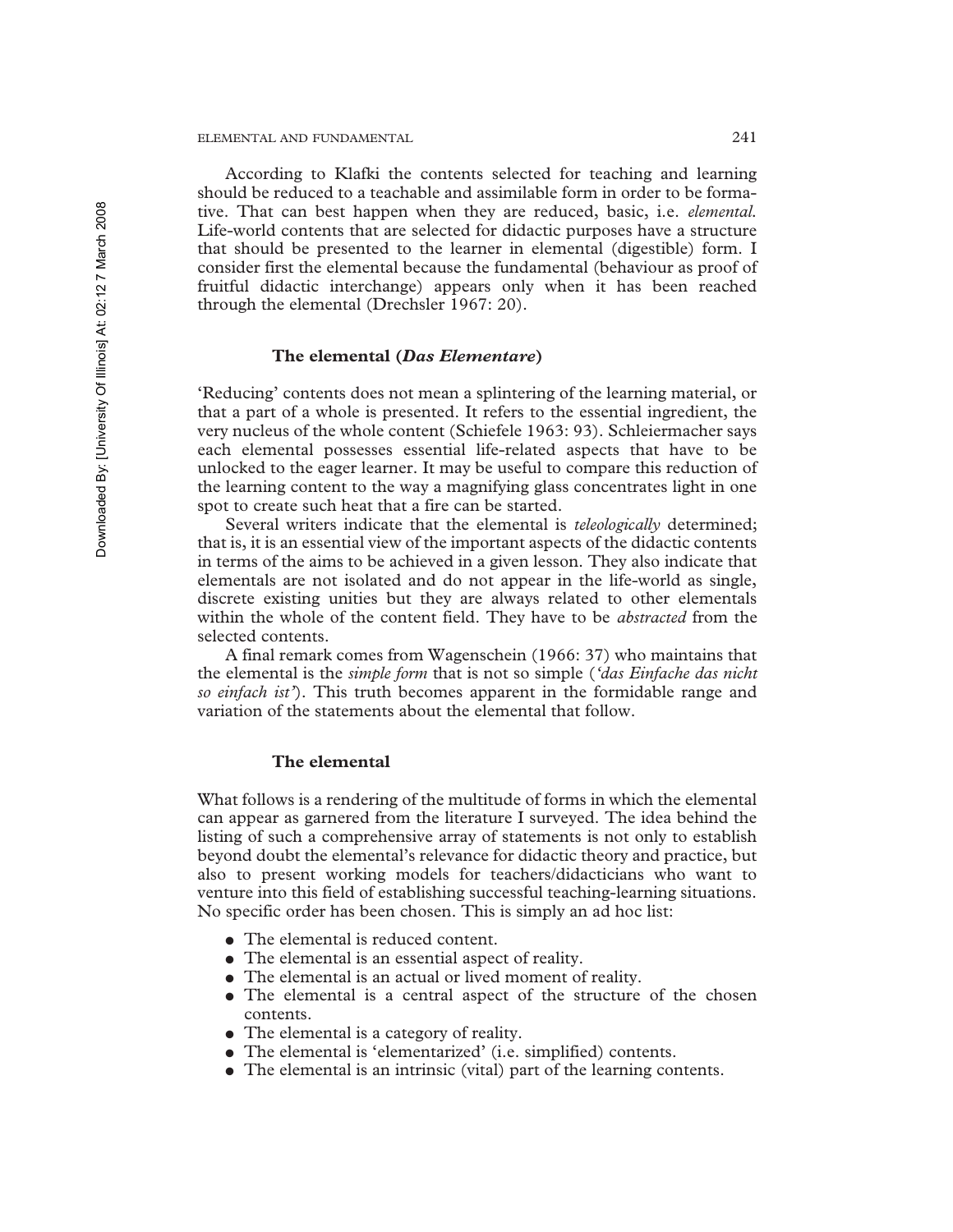According to Klafki the contents selected for teaching and learning should be reduced to a teachable and assimilable form in order to be formative. That can best happen when they are reduced, basic, i.e. *elemental.* Life-world contents that are selected for didactic purposes have a structure that should be presented to the learner in elemental (digestible) form. I consider first the elemental because the fundamental (behaviour as proof of fruitful didactic interchange) appears only when it has been reached through the elemental (Drechsler 1967: 20).

### The elemental (*Das Elementare*)

'Reducing' contents does not mean a splintering of the learning material, or that a part of a whole is presented. It refers to the essential ingredient, the very nucleus of the whole content (Schiefele 1963: 93). Schleiermacher says each elemental possesses essential life-related aspects that have to be unlocked to the eager learner. It may be useful to compare this reduction of the learning content to the way a magnifying glass concentrates light in one spot to create such heat that a fire can be started.

Several writers indicate that the elemental is *teleologically* determined; that is, it is an essential view of the important aspects of the didactic contents in terms of the aims to be achieved in a given lesson. They also indicate that elementals are not isolated and do not appear in the life-world as single, discrete existing unities but they are always related to other elementals within the whole of the content field. They have to be *abstracted* from the selected contents.

A final remark comes from Wagenschein (1966: 37) who maintains that the elemental is the *simple form* that is not so simple (*'das Einfache das nicht so einfach ist'*). This truth becomes apparent in the formidable range and variation of the statements about the elemental that follow.

### The elemental

What follows is a rendering of the multitude of forms in which the elemental can appear as garnered from the literature I surveyed. The idea behind the listing of such a comprehensive array of statements is not only to establish beyond doubt the elemental's relevance for didactic theory and practice, but also to present working models for teachers/didacticians who want to venture into this field of establishing successful teaching-learning situations. No specific order has been chosen. This is simply an ad hoc list:

- The elemental is reduced content.
- The elemental is an essential aspect of reality.
- The elemental is an actual or lived moment of reality.
- The elemental is a central aspect of the structure of the chosen contents.
- The elemental is a category of reality.
- The elemental is 'elementarized' (i.e. simplified) contents.
- The elemental is an intrinsic (vital) part of the learning contents.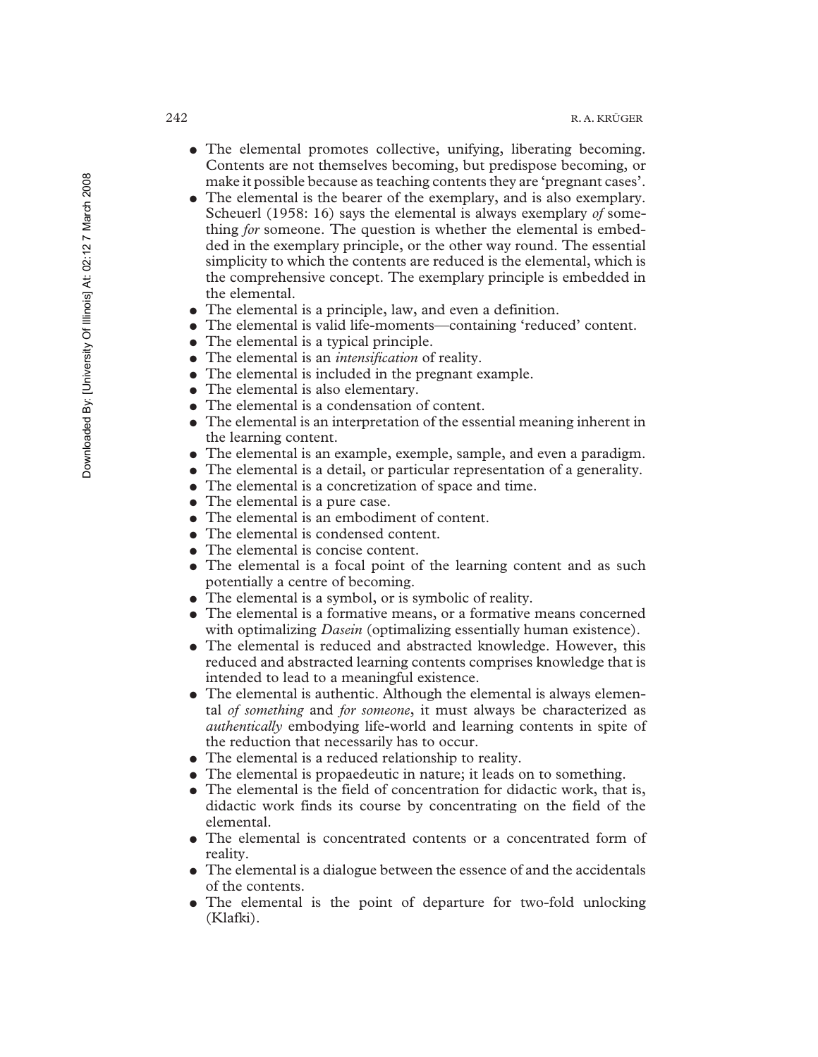- The elemental promotes collective, unifying, liberating becoming. Contents are not themselves becoming, but predispose becoming, or make it possible because as teaching contents they are 'pregnant cases'.
- The elemental is the bearer of the exemplary, and is also exemplary. Scheuerl (1958: 16) says the elemental is always exemplary *of* something *for* someone. The question is whether the elemental is embedded in the exemplary principle, or the other way round. The essential simplicity to which the contents are reduced is the elemental, which is the comprehensive concept. The exemplary principle is embedded in the elemental.
- The elemental is a principle, law, and even a definition.
- The elemental is valid life-moments—containing 'reduced' content.
- The elemental is a typical principle.
- The elemental is an *intensification* of reality.
- The elemental is included in the pregnant example.
- The elemental is also elementary.
- The elemental is a condensation of content.
- The elemental is an interpretation of the essential meaning inherent in the learning content.
- The elemental is an example, exemple, sample, and even a paradigm.
- The elemental is a detail, or particular representation of a generality.
- The elemental is a concretization of space and time.
- The elemental is a pure case.
- The elemental is an embodiment of content.
- The elemental is condensed content.
- The elemental is concise content.
- The elemental is a focal point of the learning content and as such potentially a centre of becoming.
- The elemental is a symbol, or is symbolic of reality.
- The elemental is a formative means, or a formative means concerned with optimalizing *Dasein* (optimalizing essentially human existence).
- The elemental is reduced and abstracted knowledge. However, this reduced and abstracted learning contents comprises knowledge that is intended to lead to a meaningful existence.
- The elemental is authentic. Although the elemental is always elemental *of something* and *for someone*, it must always be characterized as *authentically* embodying life-world and learning contents in spite of the reduction that necessarily has to occur.
- The elemental is a reduced relationship to reality.
- The elemental is propaedeutic in nature; it leads on to something.
- The elemental is the field of concentration for didactic work, that is, didactic work finds its course by concentrating on the field of the elemental.
- The elemental is concentrated contents or a concentrated form of reality.
- The elemental is a dialogue between the essence of and the accidentals of the contents.
- The elemental is the point of departure for two-fold unlocking (Klafki).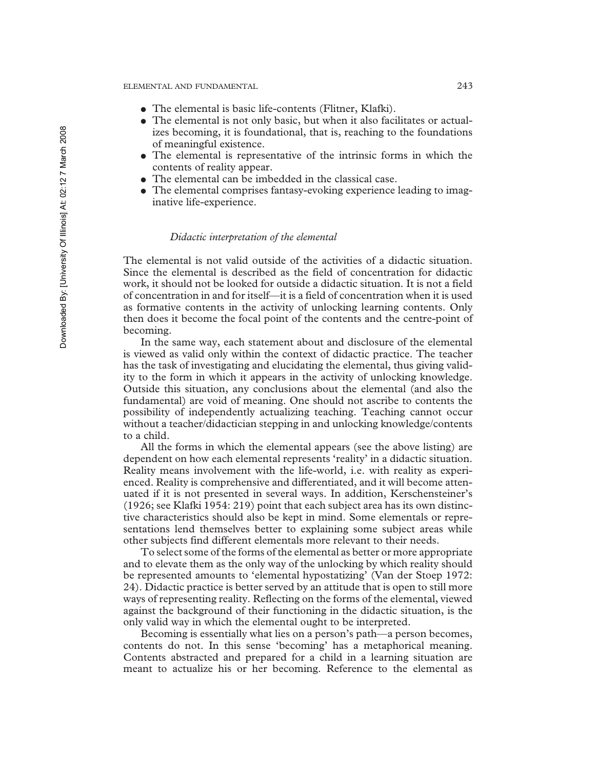- The elemental is basic life-contents (Flitner, Klafki).
- The elemental is not only basic, but when it also facilitates or actualizes becoming, it is foundational, that is, reaching to the foundations of meaningful existence.
- The elemental is representative of the intrinsic forms in which the contents of reality appear.
- The elemental can be imbedded in the classical case.
- The elemental comprises fantasy-evoking experience leading to imaginative life-experience.

### *Didactic interpretation of the elemental*

The elemental is not valid outside of the activities of a didactic situation. Since the elemental is described as the field of concentration for didactic work, it should not be looked for outside a didactic situation. It is not a field of concentration in and for itself—it is a field of concentration when it is used as formative contents in the activity of unlocking learning contents. Only then does it become the focal point of the contents and the centre-point of becoming.

In the same way, each statement about and disclosure of the elemental is viewed as valid only within the context of didactic practice. The teacher has the task of investigating and elucidating the elemental, thus giving validity to the form in which it appears in the activity of unlocking knowledge. Outside this situation, any conclusions about the elemental (and also the fundamental) are void of meaning. One should not ascribe to contents the possibility of independently actualizing teaching. Teaching cannot occur without a teacher/didactician stepping in and unlocking knowledge/contents to a child.

All the forms in which the elemental appears (see the above listing) are dependent on how each elemental represents 'reality' in a didactic situation. Reality means involvement with the life-world, i.e. with reality as experienced. Reality is comprehensive and differentiated, and it will become attenuated if it is not presented in several ways. In addition, Kerschensteiner's (1926; see Klafki 1954: 219) point that each subject area has its own distinctive characteristics should also be kept in mind. Some elementals or representations lend themselves better to explaining some subject areas while other subjects find different elementals more relevant to their needs.

To select some of the forms of the elemental as better or more appropriate and to elevate them as the only way of the unlocking by which reality should be represented amounts to 'elemental hypostatizing' (Van der Stoep 1972: 24). Didactic practice is better served by an attitude that is open to still more ways of representing reality. Reflecting on the forms of the elemental, viewed against the background of their functioning in the didactic situation, is the only valid way in which the elemental ought to be interpreted.

Becoming is essentially what lies on a person's path—a person becomes, contents do not. In this sense 'becoming' has a metaphorical meaning. Contents abstracted and prepared for a child in a learning situation are meant to actualize his or her becoming. Reference to the elemental as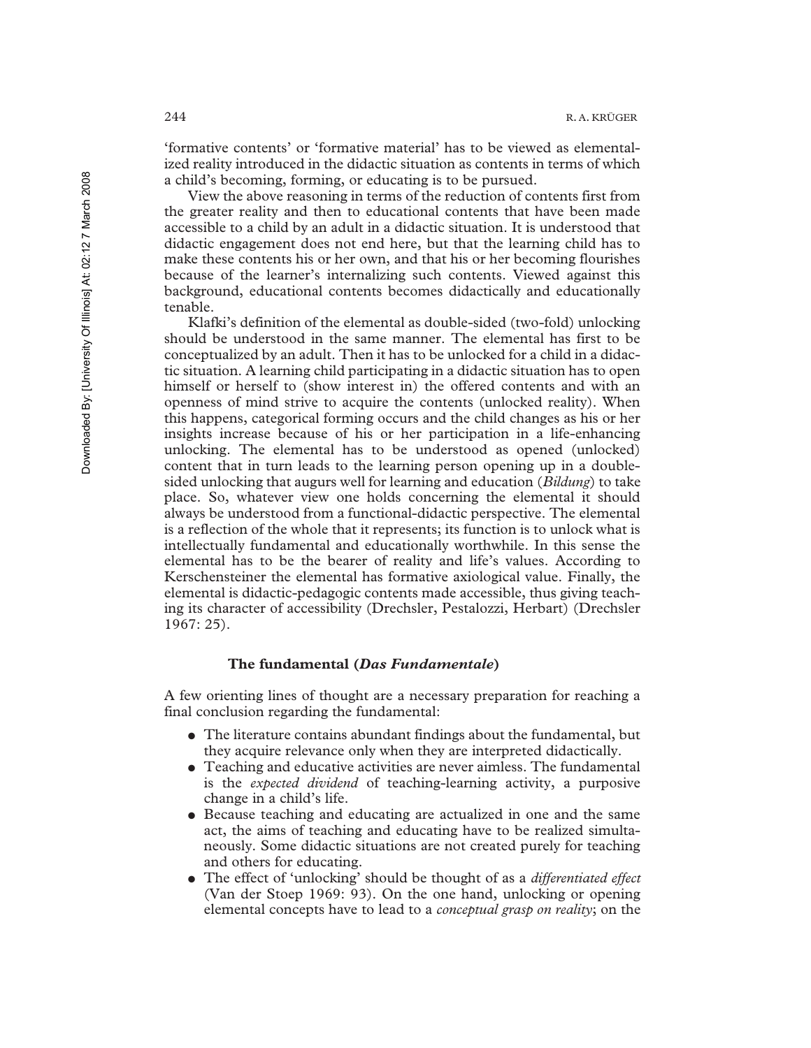'formative contents' or 'formative material' has to be viewed as elementalized reality introduced in the didactic situation as contents in terms of which a child's becoming, forming, or educating is to be pursued.

View the above reasoning in terms of the reduction of contents first from the greater reality and then to educational contents that have been made accessible to a child by an adult in a didactic situation. It is understood that didactic engagement does not end here, but that the learning child has to make these contents his or her own, and that his or her becoming flourishes because of the learner's internalizing such contents. Viewed against this background, educational contents becomes didactically and educationally tenable.

Klafki's definition of the elemental as double-sided (two-fold) unlocking should be understood in the same manner. The elemental has first to be conceptualized by an adult. Then it has to be unlocked for a child in a didactic situation. A learning child participating in a didactic situation has to open himself or herself to (show interest in) the offered contents and with an openness of mind strive to acquire the contents (unlocked reality). When this happens, categorical forming occurs and the child changes as his or her insights increase because of his or her participation in a life-enhancing unlocking. The elemental has to be understood as opened (unlocked) content that in turn leads to the learning person opening up in a double-sided unlocking that augurs well for learning and education (*Bildung*) to take place. So, whatever view one holds concerning the elemental it should always be understood from a functional-didactic perspective. The elemental is a reflection of the whole that it represents; its function is to unlock what is intellectually fundamental and educationally worthwhile. In this sense the elemental has to be the bearer of reality and life's values. According to Kerschensteiner the elemental has formative axiological value. Finally, the elemental is didactic-pedagogic contents made accessible, thus giving teaching its character of accessibility (Drechsler, Pestalozzi, Herbart) (Drechsler 1967: 25).

### The fundamental (*Das Fundamentale*)

A few orienting lines of thought are a necessary preparation for reaching a final conclusion regarding the fundamental:

- The literature contains abundant findings about the fundamental, but they acquire relevance only when they are interpreted didactically.
- Teaching and educative activities are never aimless. The fundamental is the *expected dividend* of teaching-learning activity, a purposive change in a child's life.
- Because teaching and educating are actualized in one and the same act, the aims of teaching and educating have to be realized simultaneously. Some didactic situations are not created purely for teaching and others for educating.
- The effect of 'unlocking' should be thought of as a *differentiated effect* (Van der Stoep 1969: 93). On the one hand, unlocking or opening elemental concepts have to lead to a *conceptual grasp on reality*; on the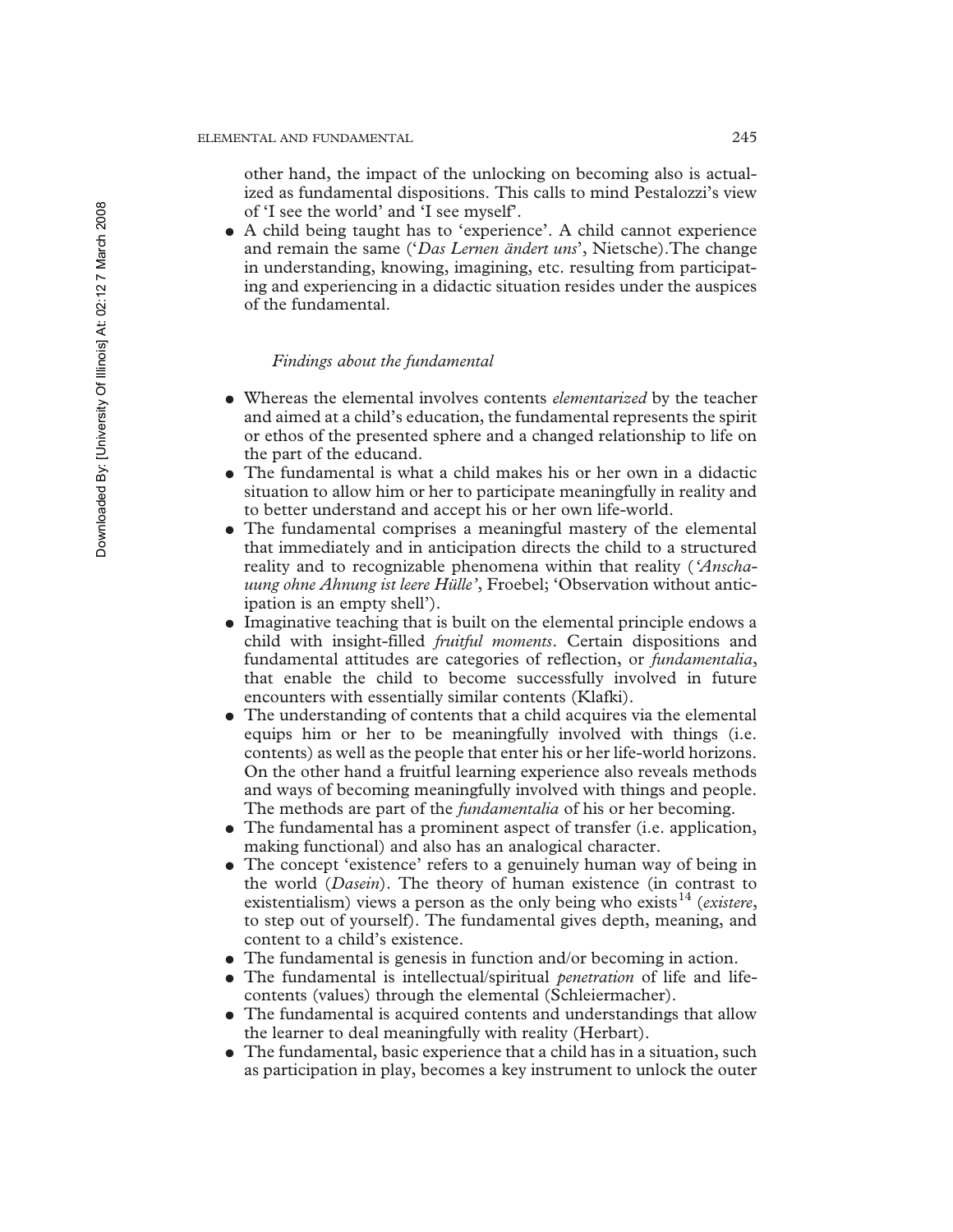other hand, the impact of the unlocking on becoming also is actualized as fundamental dispositions. This calls to mind Pestalozzi's view of 'I see the world' and 'I see myself'.

- A child being taught has to 'experience'. A child cannot experience and remain the same ('*Das Lernen ändert uns*', Nietsche).The change in understanding, knowing, imagining, etc. resulting from participating and experiencing in a didactic situation resides under the auspices of the fundamental.

### *Findings about the fundamental*

- Whereas the elemental involves contents *elementarized* by the teacher and aimed at a child's education, the fundamental represents the spirit or ethos of the presented sphere and a changed relationship to life on the part of the educand.
- The fundamental is what a child makes his or her own in a didactic situation to allow him or her to participate meaningfully in reality and to better understand and accept his or her own life-world.
- The fundamental comprises a meaningful mastery of the elemental that immediately and in anticipation directs the child to a structured reality and to recognizable phenomena within that reality (*'Anschauung ohne Ahnung ist leere Hülle'*, Froebel; 'Observation without anticipation is an empty shell').
- Imaginative teaching that is built on the elemental principle endows a child with insight-filled *fruitful moments*. Certain dispositions and fundamental attitudes are categories of reflection, or *fundamentalia*, that enable the child to become successfully involved in future encounters with essentially similar contents (Klafki).
- The understanding of contents that a child acquires via the elemental equips him or her to be meaningfully involved with things (i.e. contents) as well as the people that enter his or her life-world horizons. On the other hand a fruitful learning experience also reveals methods and ways of becoming meaningfully involved with things and people. The methods are part of the *fundamentalia* of his or her becoming.
- The fundamental has a prominent aspect of transfer (i.e. application, making functional) and also has an analogical character.
- The concept 'existence' refers to a genuinely human way of being in the world (*Dasein*). The theory of human existence (in contrast to existentialism) views a person as the only being who exists[14] (*existere*, to step out of yourself). The fundamental gives depth, meaning, and content to a child's existence.
- The fundamental is genesis in function and/or becoming in action.
- The fundamental is intellectual/spiritual *penetration* of life and life-contents (values) through the elemental (Schleiermacher).
- The fundamental is acquired contents and understandings that allow the learner to deal meaningfully with reality (Herbart).
- The fundamental, basic experience that a child has in a situation, such as participation in play, becomes a key instrument to unlock the outer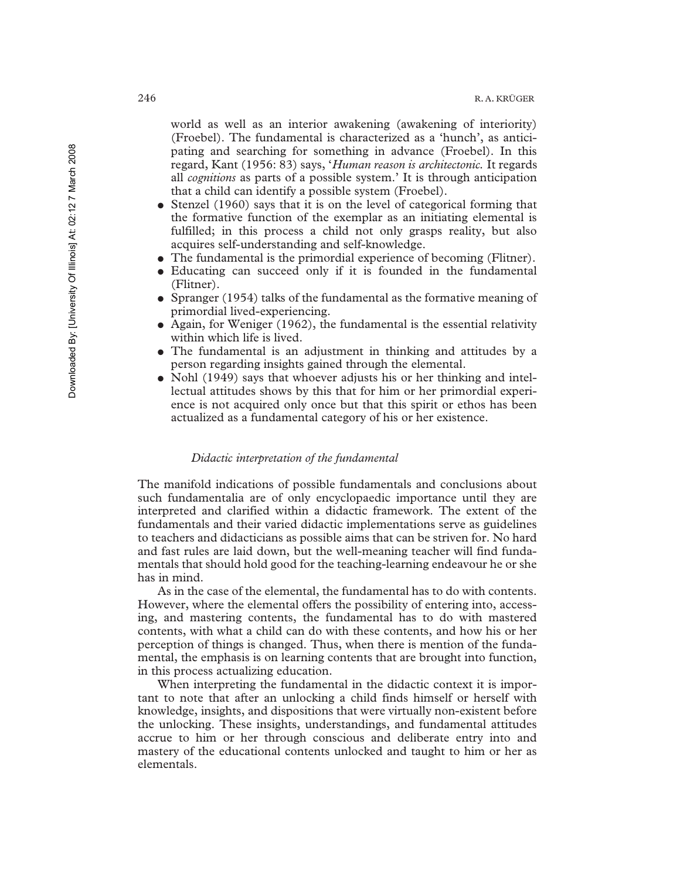world as well as an interior awakening (awakening of interiority) (Froebel). The fundamental is characterized as a 'hunch', as anticipating and searching for something in advance (Froebel). In this regard, Kant (1956: 83) says, '*Human reason is architectonic.* It regards all *cognitions* as parts of a possible system.' It is through anticipation that a child can identify a possible system (Froebel).

- Stenzel (1960) says that it is on the level of categorical forming that the formative function of the exemplar as an initiating elemental is fulfilled; in this process a child not only grasps reality, but also acquires self-understanding and self-knowledge.
- The fundamental is the primordial experience of becoming (Flitner).
- Educating can succeed only if it is founded in the fundamental (Flitner).
- Spranger (1954) talks of the fundamental as the formative meaning of primordial lived-experiencing.
- Again, for Weniger (1962), the fundamental is the essential relativity within which life is lived.
- The fundamental is an adjustment in thinking and attitudes by a person regarding insights gained through the elemental.
- Nohl (1949) says that whoever adjusts his or her thinking and intellectual attitudes shows by this that for him or her primordial experience is not acquired only once but that this spirit or ethos has been actualized as a fundamental category of his or her existence.

### *Didactic interpretation of the fundamental*

The manifold indications of possible fundamentals and conclusions about such fundamentalia are of only encyclopaedic importance until they are interpreted and clarified within a didactic framework. The extent of the fundamentals and their varied didactic implementations serve as guidelines to teachers and didacticians as possible aims that can be striven for. No hard and fast rules are laid down, but the well-meaning teacher will find fundamentals that should hold good for the teaching-learning endeavour he or she has in mind.

As in the case of the elemental, the fundamental has to do with contents. However, where the elemental offers the possibility of entering into, accessing, and mastering contents, the fundamental has to do with mastered contents, with what a child can do with these contents, and how his or her perception of things is changed. Thus, when there is mention of the fundamental, the emphasis is on learning contents that are brought into function, in this process actualizing education.

When interpreting the fundamental in the didactic context it is important to note that after an unlocking a child finds himself or herself with knowledge, insights, and dispositions that were virtually non-existent before the unlocking. These insights, understandings, and fundamental attitudes accrue to him or her through conscious and deliberate entry into and mastery of the educational contents unlocked and taught to him or her as elementals.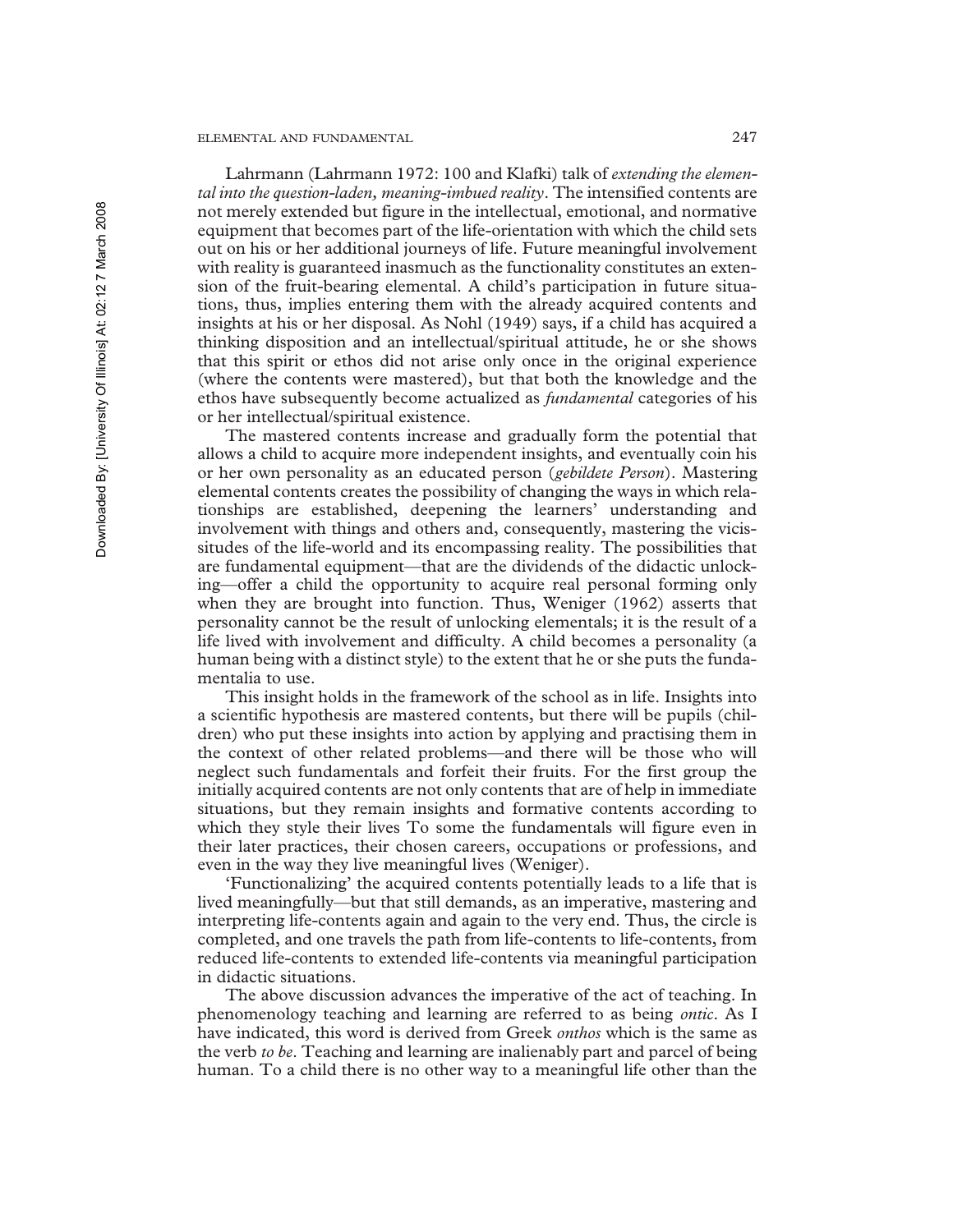Lahrmann (Lahrmann 1972: 100 and Klafki) talk of *extending the elemental into the question-laden, meaning-imbued reality*. The intensified contents are not merely extended but figure in the intellectual, emotional, and normative equipment that becomes part of the life-orientation with which the child sets out on his or her additional journeys of life. Future meaningful involvement with reality is guaranteed inasmuch as the functionality constitutes an extension of the fruit-bearing elemental. A child's participation in future situations, thus, implies entering them with the already acquired contents and insights at his or her disposal. As Nohl (1949) says, if a child has acquired a thinking disposition and an intellectual/spiritual attitude, he or she shows that this spirit or ethos did not arise only once in the original experience (where the contents were mastered), but that both the knowledge and the ethos have subsequently become actualized as *fundamental* categories of his or her intellectual/spiritual existence.

The mastered contents increase and gradually form the potential that allows a child to acquire more independent insights, and eventually coin his or her own personality as an educated person (*gebildete Person*). Mastering elemental contents creates the possibility of changing the ways in which relationships are established, deepening the learners' understanding and involvement with things and others and, consequently, mastering the vicissitudes of the life-world and its encompassing reality. The possibilities that are fundamental equipment—that are the dividends of the didactic unlocking—offer a child the opportunity to acquire real personal forming only when they are brought into function. Thus, Weniger (1962) asserts that personality cannot be the result of unlocking elementals; it is the result of a life lived with involvement and difficulty. A child becomes a personality (a human being with a distinct style) to the extent that he or she puts the fundamentalia to use.

This insight holds in the framework of the school as in life. Insights into a scientific hypothesis are mastered contents, but there will be pupils (children) who put these insights into action by applying and practising them in the context of other related problems—and there will be those who will neglect such fundamentals and forfeit their fruits. For the first group the initially acquired contents are not only contents that are of help in immediate situations, but they remain insights and formative contents according to which they style their lives To some the fundamentals will figure even in their later practices, their chosen careers, occupations or professions, and even in the way they live meaningful lives (Weniger).

'Functionalizing' the acquired contents potentially leads to a life that is lived meaningfully—but that still demands, as an imperative, mastering and interpreting life-contents again and again to the very end. Thus, the circle is completed, and one travels the path from life-contents to life-contents, from reduced life-contents to extended life-contents via meaningful participation in didactic situations.

The above discussion advances the imperative of the act of teaching. In phenomenology teaching and learning are referred to as being *ontic*. As I have indicated, this word is derived from Greek *onthos* which is the same as the verb *to be*. Teaching and learning are inalienably part and parcel of being human. To a child there is no other way to a meaningful life other than the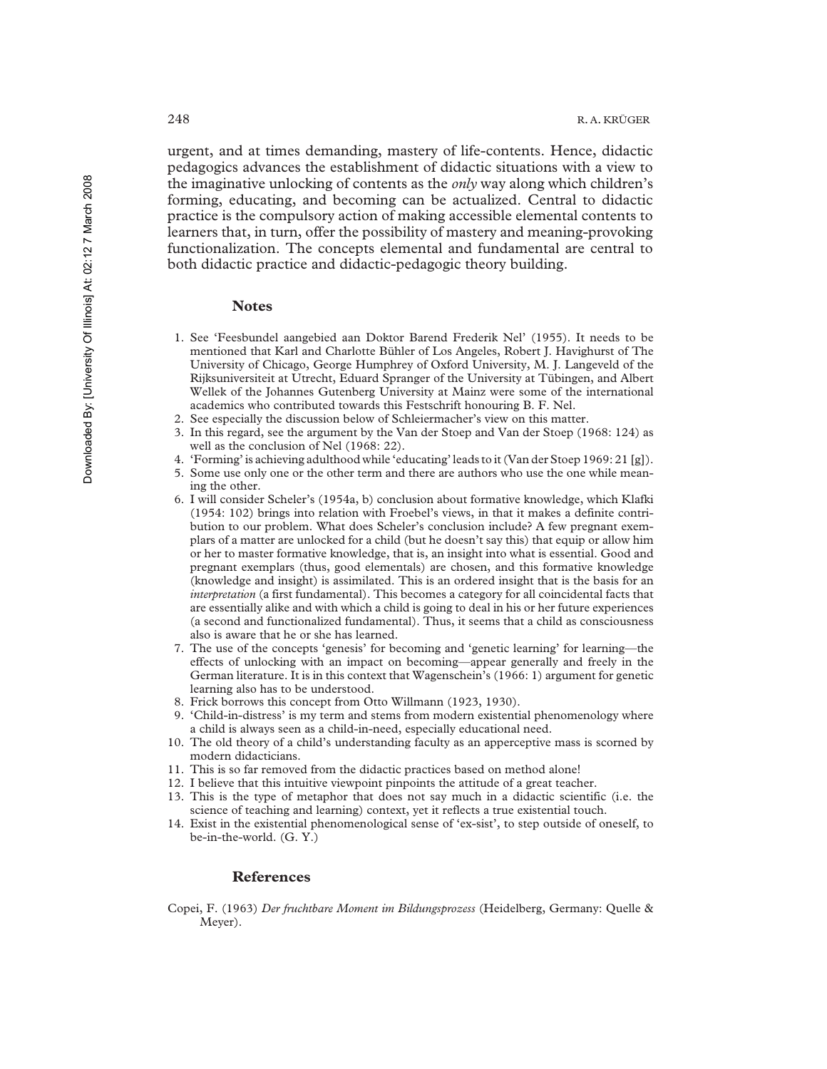urgent, and at times demanding, mastery of life-contents. Hence, didactic pedagogics advances the establishment of didactic situations with a view to the imaginative unlocking of contents as the *only* way along which children's forming, educating, and becoming can be actualized. Central to didactic practice is the compulsory action of making accessible elemental contents to learners that, in turn, offer the possibility of mastery and meaning-provoking functionalization. The concepts elemental and fundamental are central to both didactic practice and didactic-pedagogic theory building.

## Notes

1. See 'Feesbundel aangebied aan Doktor Barend Frederik Nel' (1955). It needs to be mentioned that Karl and Charlotte Bühler of Los Angeles, Robert J. Havighurst of The University of Chicago, George Humphrey of Oxford University, M. J. Langeveld of the Rijksuniversiteit at Utrecht, Eduard Spranger of the University at Tübingen, and Albert Wellek of the Johannes Gutenberg University at Mainz were some of the international academics who contributed towards this Festschrift honouring B. F. Nel.
2. See especially the discussion below of Schleiermacher's view on this matter.
3. In this regard, see the argument by the Van der Stoep and Van der Stoep (1968: 124) as well as the conclusion of Nel (1968: 22).
4. 'Forming' is achieving adulthood while 'educating' leads to it (Van der Stoep 1969: 21 [g]).
5. Some use only one or the other term and there are authors who use the one while meaning the other.
6. I will consider Scheler's (1954a, b) conclusion about formative knowledge, which Klafki (1954: 102) brings into relation with Froebel's views, in that it makes a definite contribution to our problem. What does Scheler's conclusion include? A few pregnant exemplars of a matter are unlocked for a child (but he doesn't say this) that equip or allow him or her to master formative knowledge, that is, an insight into what is essential. Good and pregnant exemplars (thus, good elementals) are chosen, and this formative knowledge (knowledge and insight) is assimilated. This is an ordered insight that is the basis for an *interpretation* (a first fundamental). This becomes a category for all coincidental facts that are essentially alike and with which a child is going to deal in his or her future experiences (a second and functionalized fundamental). Thus, it seems that a child as consciousness also is aware that he or she has learned.
7. The use of the concepts 'genesis' for becoming and 'genetic learning' for learning—the effects of unlocking with an impact on becoming—appear generally and freely in the German literature. It is in this context that Wagenschein's (1966: 1) argument for genetic learning also has to be understood.
8. Frick borrows this concept from Otto Willmann (1923, 1930).
9. 'Child-in-distress' is my term and stems from modern existential phenomenology where a child is always seen as a child-in-need, especially educational need.
10. The old theory of a child's understanding faculty as an apperceptive mass is scorned by modern didacticians.
11. This is so far removed from the didactic practices based on method alone!
12. I believe that this intuitive viewpoint pinpoints the attitude of a great teacher.
13. This is the type of metaphor that does not say much in a didactic scientific (i.e. the science of teaching and learning) context, yet it reflects a true existential touch.
14. Exist in the existential phenomenological sense of 'ex-sist', to step outside of oneself, to be-in-the-world. (G. Y.)

## References

Copei, F. (1963) *Der fruchtbare Moment im Bildungsprozess* (Heidelberg, Germany: Quelle & Meyer).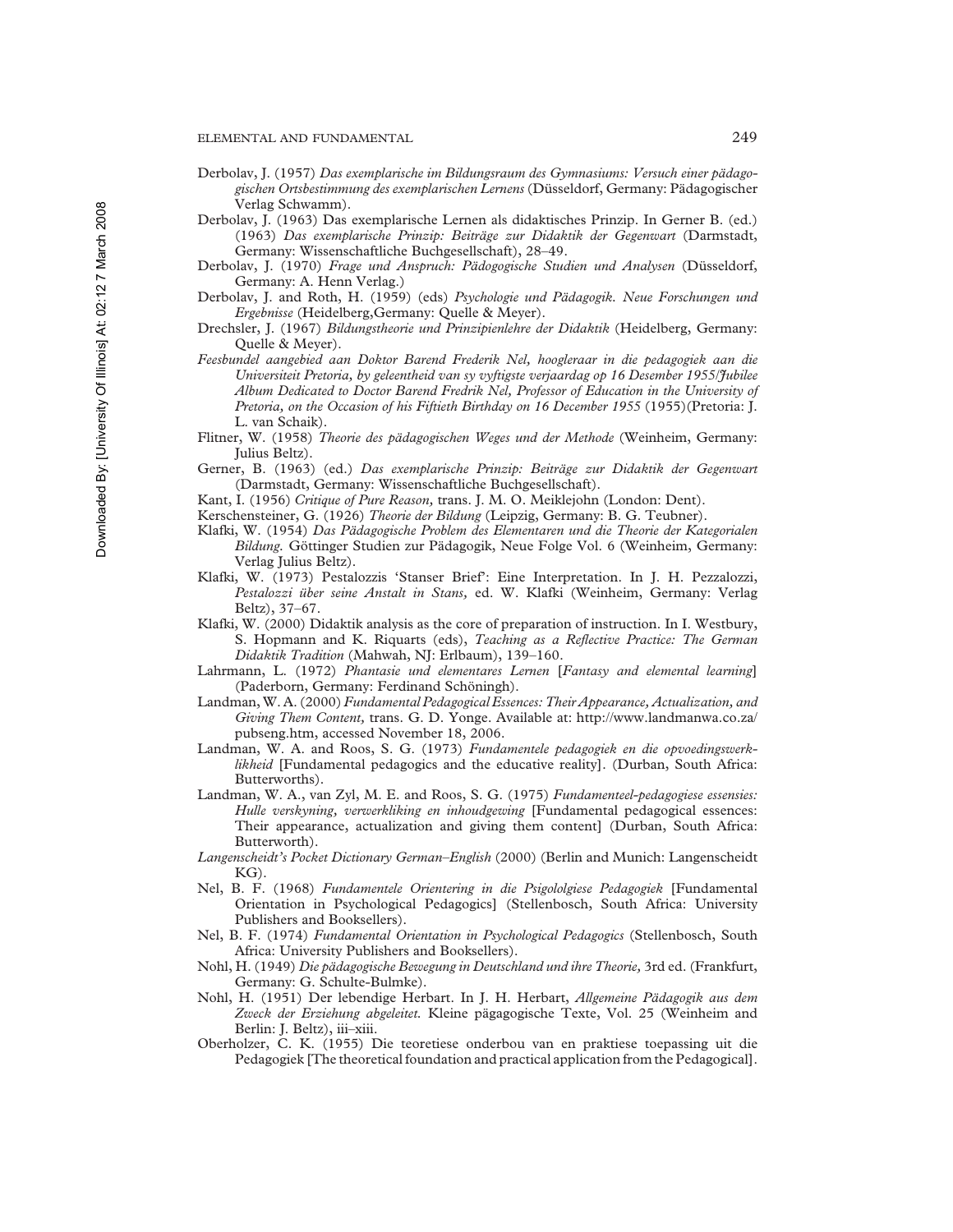Derbolav, J. (1957) *Das exemplarische im Bildungsraum des Gymnasiums: Versuch einer pädagogischen Ortsbestimmung des exemplarischen Lernens* (Düsseldorf, Germany: Pädagogischer Verlag Schwamm).

Derbolav, J. (1963) Das exemplarische Lernen als didaktisches Prinzip. In Gerner B. (ed.) (1963) *Das exemplarische Prinzip: Beiträge zur Didaktik der Gegenwart* (Darmstadt, Germany: Wissenschaftliche Buchgesellschaft), 28–49.

Derbolav, J. (1970) *Frage und Anspruch: Pädogogische Studien und Analysen* (Düsseldorf, Germany: A. Henn Verlag.)

Derbolav, J. and Roth, H. (1959) (eds) *Psychologie und Pädagogik. Neue Forschungen und Ergebnisse* (Heidelberg,Germany: Quelle & Meyer).

Drechsler, J. (1967) *Bildungstheorie und Prinzipienlehre der Didaktik* (Heidelberg, Germany: Quelle & Meyer).

*Feesbundel aangebied aan Doktor Barend Frederik Nel, hoogleraar in die pedagogiek aan die Universiteit Pretoria, by geleentheid van sy vyftigste verjaardag op 16 Desember 1955/Jubilee Album Dedicated to Doctor Barend Fredrik Nel, Professor of Education in the University of Pretoria, on the Occasion of his Fiftieth Birthday on 16 December 1955* (1955)(Pretoria: J. L. van Schaik).

Flitner, W. (1958) *Theorie des pädagogischen Weges und der Methode* (Weinheim, Germany: Julius Beltz).

Gerner, B. (1963) (ed.) *Das exemplarische Prinzip: Beiträge zur Didaktik der Gegenwart* (Darmstadt, Germany: Wissenschaftliche Buchgesellschaft).

Kant, I. (1956) *Critique of Pure Reason,* trans. J. M. O. Meiklejohn (London: Dent).

Kerschensteiner, G. (1926) *Theorie der Bildung* (Leipzig, Germany: B. G. Teubner).

Klafki, W. (1954) *Das Pädagogische Problem des Elementaren und die Theorie der Kategorialen Bildung.* Göttinger Studien zur Pädagogik, Neue Folge Vol. 6 (Weinheim, Germany: Verlag Julius Beltz).

Klafki, W. (1973) Pestalozzis 'Stanser Brief': Eine Interpretation. In J. H. Pezzalozzi, *Pestalozzi über seine Anstalt in Stans,* ed. W. Klafki (Weinheim, Germany: Verlag Beltz), 37–67.

Klafki, W. (2000) Didaktik analysis as the core of preparation of instruction. In I. Westbury, S. Hopmann and K. Riquarts (eds), *Teaching as a Reflective Practice: The German Didaktik Tradition* (Mahwah, NJ: Erlbaum), 139–160.

Lahrmann, L. (1972) *Phantasie und elementares Lernen* [*Fantasy and elemental learning*] (Paderborn, Germany: Ferdinand Schöningh).

Landman, W. A. (2000) *Fundamental Pedagogical Essences: Their Appearance, Actualization, and Giving Them Content,* trans. G. D. Yonge. Available at: http://www.landmanwa.co.za/pubseng.htm, accessed November 18, 2006.

Landman, W. A. and Roos, S. G. (1973) *Fundamentele pedagogiek en die opvoedingswerklikheid* [Fundamental pedagogics and the educative reality]. (Durban, South Africa: Butterworths).

Landman, W. A., van Zyl, M. E. and Roos, S. G. (1975) *Fundamenteel-pedagogiese essensies: Hulle verskyning, verwerkliking en inhoudgewing* [Fundamental pedagogical essences: Their appearance, actualization and giving them content] (Durban, South Africa: Butterworth).

*Langenscheidt's Pocket Dictionary German–English* (2000) (Berlin and Munich: Langenscheidt KG).

Nel, B. F. (1968) *Fundamentele Orientering in die Psigololgiese Pedagogiek* [Fundamental Orientation in Psychological Pedagogics] (Stellenbosch, South Africa: University Publishers and Booksellers).

Nel, B. F. (1974) *Fundamental Orientation in Psychological Pedagogics* (Stellenbosch, South Africa: University Publishers and Booksellers).

Nohl, H. (1949) *Die pädagogische Bewegung in Deutschland und ihre Theorie,* 3rd ed. (Frankfurt, Germany: G. Schulte-Bulmke).

Nohl, H. (1951) Der lebendige Herbart. In J. H. Herbart, *Allgemeine Pädagogik aus dem Zweck der Erziehung abgeleitet.* Kleine pägagogische Texte, Vol. 25 (Weinheim and Berlin: J. Beltz), iii–xiii.

Oberholzer, C. K. (1955) Die teoretiese onderbou van en praktiese toepassing uit die Pedagogiek [The theoretical foundation and practical application from the Pedagogical].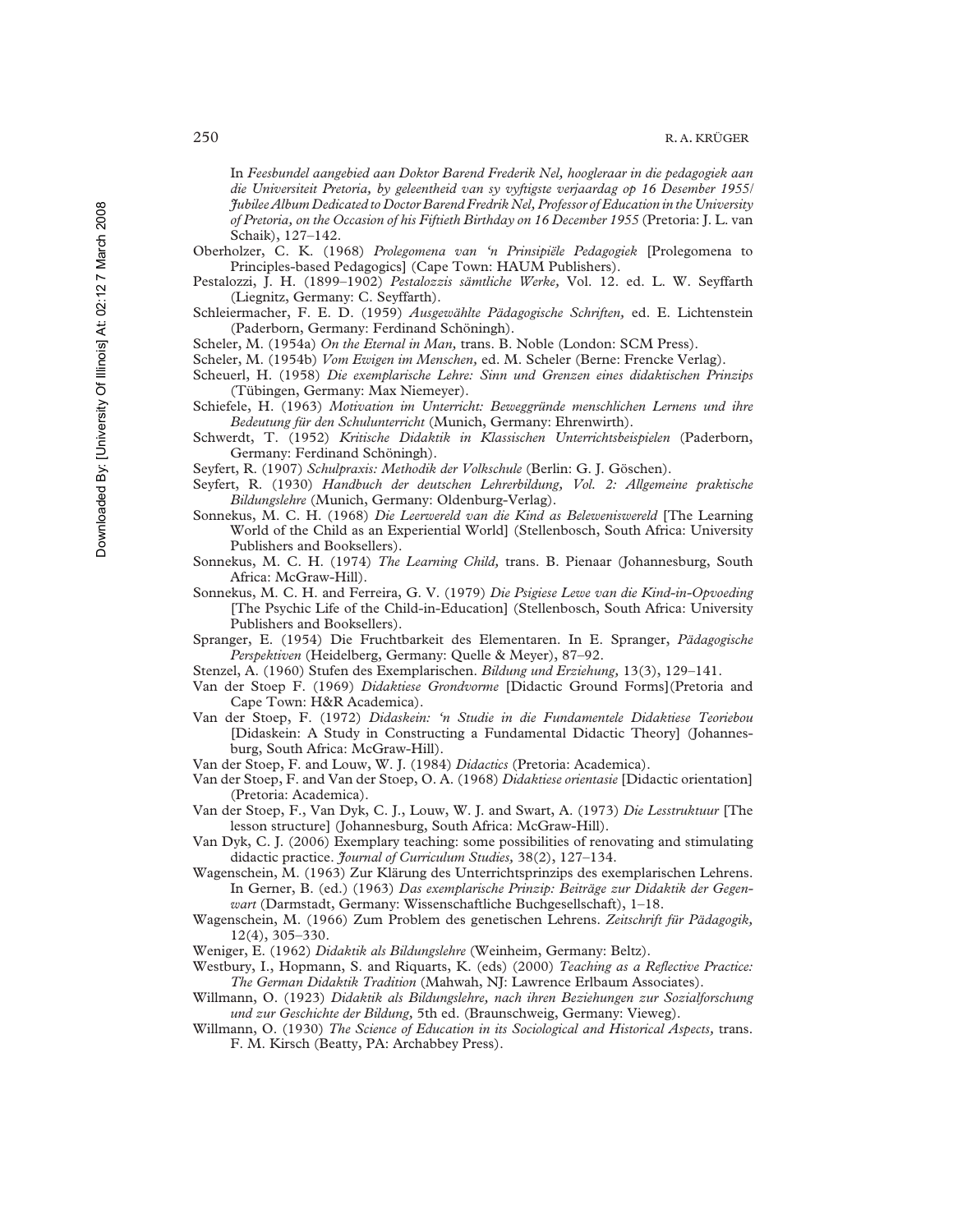In *Feesbundel aangebied aan Doktor Barend Frederik Nel, hoogleraar in die pedagogiek aan die Universiteit Pretoria, by geleentheid van sy vyftigste verjaardag op 16 Desember 1955/ Jubilee Album Dedicated to Doctor Barend Fredrik Nel, Professor of Education in the University of Pretoria, on the Occasion of his Fiftieth Birthday on 16 December 1955* (Pretoria: J. L. van Schaik), 127–142.

Oberholzer, C. K. (1968) *Prolegomena van 'n Prinsipiële Pedagogiek* [Prolegomena to Principles-based Pedagogics] (Cape Town: HAUM Publishers).

Pestalozzi, J. H. (1899–1902) *Pestalozzis sämtliche Werke,* Vol. 12. ed. L. W. Seyffarth (Liegnitz, Germany: C. Seyffarth).

Schleiermacher, F. E. D. (1959) *Ausgewählte Pädagogische Schriften,* ed. E. Lichtenstein (Paderborn, Germany: Ferdinand Schöningh).

Scheler, M. (1954a) *On the Eternal in Man,* trans. B. Noble (London: SCM Press).

Scheler, M. (1954b) *Vom Ewigen im Menschen,* ed. M. Scheler (Berne: Frencke Verlag).

Scheuerl, H. (1958) *Die exemplarische Lehre: Sinn und Grenzen eines didaktischen Prinzips* (Tübingen, Germany: Max Niemeyer).

Schiefele, H. (1963) *Motivation im Unterricht: Beweggründe menschlichen Lernens und ihre Bedeutung für den Schulunterricht* (Munich, Germany: Ehrenwirth).

Schwerdt, T. (1952) *Kritische Didaktik in Klassischen Unterrichtsbeispielen* (Paderborn, Germany: Ferdinand Schöningh).

Seyfert, R. (1907) *Schulpraxis: Methodik der Volkschule* (Berlin: G. J. Göschen).

Seyfert, R. (1930) *Handbuch der deutschen Lehrerbildung, Vol. 2: Allgemeine praktische Bildungslehre* (Munich, Germany: Oldenburg-Verlag).

Sonnekus, M. C. H. (1968) *Die Leerwereld van die Kind as Belewenis­wereld* [The Learning World of the Child as an Experiential World] (Stellenbosch, South Africa: University Publishers and Booksellers).

Sonnekus, M. C. H. (1974) *The Learning Child,* trans. B. Pienaar (Johannesburg, South Africa: McGraw-Hill).

Sonnekus, M. C. H. and Ferreira, G. V. (1979) *Die Psigiese Lewe van die Kind-in-Opvoeding* [The Psychic Life of the Child-in-Education] (Stellenbosch, South Africa: University Publishers and Booksellers).

Spranger, E. (1954) Die Fruchtbarkeit des Elementaren. In E. Spranger, *Pädagogische Perspektiven* (Heidelberg, Germany: Quelle & Meyer), 87–92.

Stenzel, A. (1960) Stufen des Exemplarischen. *Bildung und Erziehung,* 13(3), 129–141.

Van der Stoep F. (1969) *Didaktiese Grondvorme* [Didactic Ground Forms](Pretoria and Cape Town: H&R Academica).

Van der Stoep, F. (1972) *Didaskein: 'n Studie in die Fundamentele Didaktiese Teoriebou* [Didaskein: A Study in Constructing a Fundamental Didactic Theory] (Johannesburg, South Africa: McGraw-Hill).

Van der Stoep, F. and Louw, W. J. (1984) *Didactics* (Pretoria: Academica).

Van der Stoep, F. and Van der Stoep, O. A. (1968) *Didaktiese orientasie* [Didactic orientation] (Pretoria: Academica).

Van der Stoep, F., Van Dyk, C. J., Louw, W. J. and Swart, A. (1973) *Die Lesstruktuur* [The lesson structure] (Johannesburg, South Africa: McGraw-Hill).

Van Dyk, C. J. (2006) Exemplary teaching: some possibilities of renovating and stimulating didactic practice. *Journal of Curriculum Studies,* 38(2), 127–134.

Wagenschein, M. (1963) Zur Klärung des Unterrichtsprinzips des exemplarischen Lehrens. In Gerner, B. (ed.) (1963) *Das exemplarische Prinzip: Beiträge zur Didaktik der Gegenwart* (Darmstadt, Germany: Wissenschaftliche Buchgesellschaft), 1–18.

Wagenschein, M. (1966) Zum Problem des genetischen Lehrens. *Zeitschrift für Pädagogik,* 12(4), 305–330.

Weniger, E. (1962) *Didaktik als Bildungslehre* (Weinheim, Germany: Beltz).

Westbury, I., Hopmann, S. and Riquarts, K. (eds) (2000) *Teaching as a Reflective Practice: The German Didaktik Tradition* (Mahwah, NJ: Lawrence Erlbaum Associates).

Willmann, O. (1923) *Didaktik als Bildungslehre, nach ihren Beziehungen zur Sozialforschung und zur Geschichte der Bildung,* 5th ed. (Braunschweig, Germany: Vieweg).

Willmann, O. (1930) *The Science of Education in its Sociological and Historical Aspects,* trans. F. M. Kirsch (Beatty, PA: Archabbey Press).